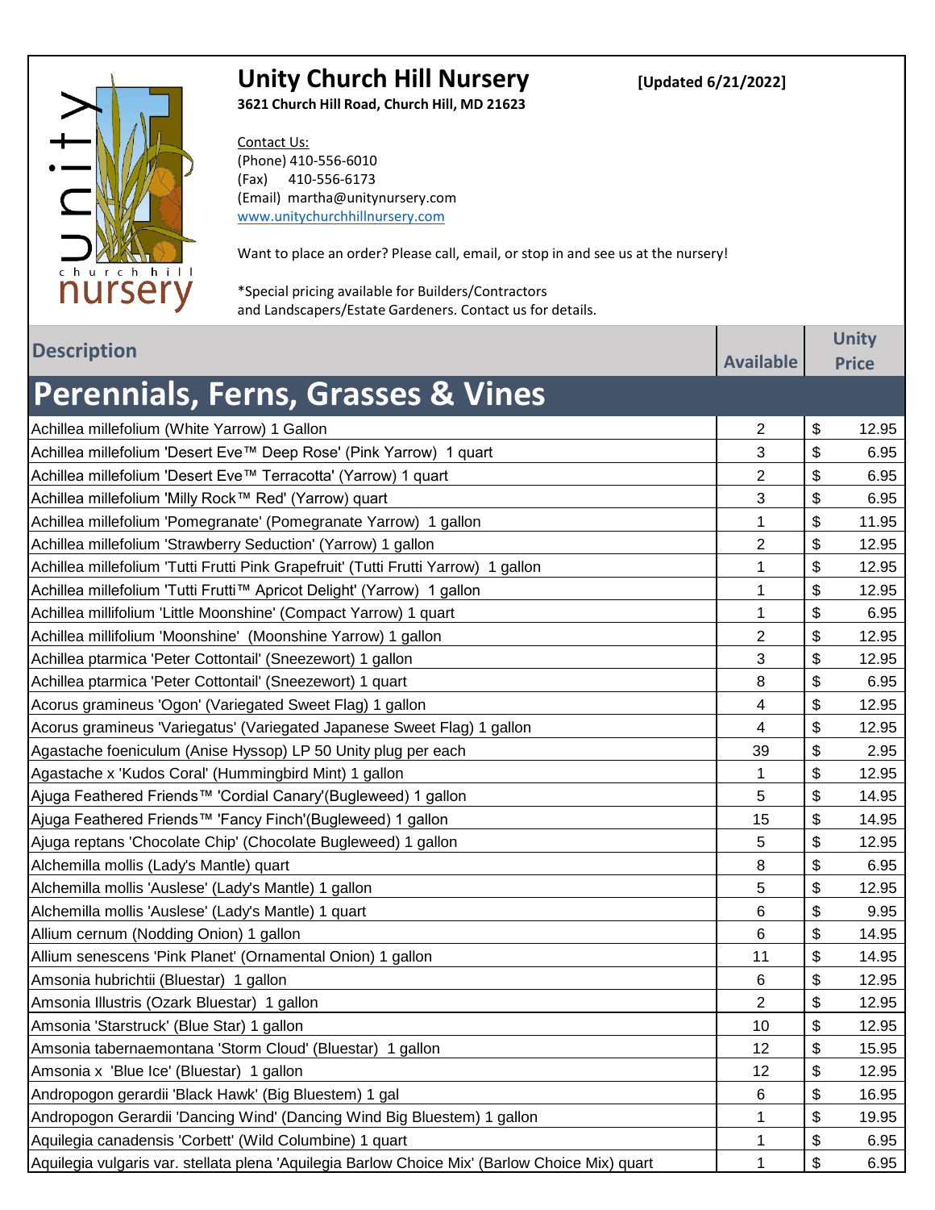# Unity Church Hill Nursery

**[Updated 6/21/2022]**

**3621 Church Hill Road, Church Hill, MD 21623**

Contact Us:
(Phone) 410-556-6010
(Fax) 410-556-6173
(Email) martha@unitynursery.com
www.unitychurchhillnursery.com

Want to place an order? Please call, email, or stop in and see us at the nursery!

*Special pricing available for Builders/Contractors and Landscapers/Estate Gardeners. Contact us for details.

## Perennials, Ferns, Grasses & Vines

| Description | Available | Unity Price |
|---|---|---|
| Achillea millefolium (White Yarrow) 1 Gallon | 2 | $ 12.95 |
| Achillea millefolium 'Desert Eve™ Deep Rose' (Pink Yarrow) 1 quart | 3 | $ 6.95 |
| Achillea millefolium 'Desert Eve™ Terracotta' (Yarrow) 1 quart | 2 | $ 6.95 |
| Achillea millefolium 'Milly Rock™ Red' (Yarrow) quart | 3 | $ 6.95 |
| Achillea millefolium 'Pomegranate' (Pomegranate Yarrow) 1 gallon | 1 | $ 11.95 |
| Achillea millefolium 'Strawberry Seduction' (Yarrow) 1 gallon | 2 | $ 12.95 |
| Achillea millefolium 'Tutti Frutti Pink Grapefruit' (Tutti Frutti Yarrow) 1 gallon | 1 | $ 12.95 |
| Achillea millefolium 'Tutti Frutti™ Apricot Delight' (Yarrow) 1 gallon | 1 | $ 12.95 |
| Achillea millifolium 'Little Moonshine' (Compact Yarrow) 1 quart | 1 | $ 6.95 |
| Achillea millifolium 'Moonshine' (Moonshine Yarrow) 1 gallon | 2 | $ 12.95 |
| Achillea ptarmica 'Peter Cottontail' (Sneezewort) 1 gallon | 3 | $ 12.95 |
| Achillea ptarmica 'Peter Cottontail' (Sneezewort) 1 quart | 8 | $ 6.95 |
| Acorus gramineus 'Ogon' (Variegated Sweet Flag) 1 gallon | 4 | $ 12.95 |
| Acorus gramineus 'Variegatus' (Variegated Japanese Sweet Flag) 1 gallon | 4 | $ 12.95 |
| Agastache foeniculum (Anise Hyssop) LP 50 Unity plug per each | 39 | $ 2.95 |
| Agastache x 'Kudos Coral' (Hummingbird Mint) 1 gallon | 1 | $ 12.95 |
| Ajuga Feathered Friends™ 'Cordial Canary'(Bugleweed) 1 gallon | 5 | $ 14.95 |
| Ajuga Feathered Friends™ 'Fancy Finch'(Bugleweed) 1 gallon | 15 | $ 14.95 |
| Ajuga reptans 'Chocolate Chip' (Chocolate Bugleweed) 1 gallon | 5 | $ 12.95 |
| Alchemilla mollis (Lady's Mantle) quart | 8 | $ 6.95 |
| Alchemilla mollis 'Auslese' (Lady's Mantle) 1 gallon | 5 | $ 12.95 |
| Alchemilla mollis 'Auslese' (Lady's Mantle) 1 quart | 6 | $ 9.95 |
| Allium cernum (Nodding Onion) 1 gallon | 6 | $ 14.95 |
| Allium senescens 'Pink Planet' (Ornamental Onion) 1 gallon | 11 | $ 14.95 |
| Amsonia hubrichtii (Bluestar) 1 gallon | 6 | $ 12.95 |
| Amsonia Illustris (Ozark Bluestar) 1 gallon | 2 | $ 12.95 |
| Amsonia 'Starstruck' (Blue Star) 1 gallon | 10 | $ 12.95 |
| Amsonia tabernaemontana 'Storm Cloud' (Bluestar) 1 gallon | 12 | $ 15.95 |
| Amsonia x 'Blue Ice' (Bluestar) 1 gallon | 12 | $ 12.95 |
| Andropogon gerardii 'Black Hawk' (Big Bluestem) 1 gal | 6 | $ 16.95 |
| Andropogon Gerardii 'Dancing Wind' (Dancing Wind Big Bluestem) 1 gallon | 1 | $ 19.95 |
| Aquilegia canadensis 'Corbett' (Wild Columbine) 1 quart | 1 | $ 6.95 |
| Aquilegia vulgaris var. stellata plena 'Aquilegia Barlow Choice Mix' (Barlow Choice Mix) quart | 1 | $ 6.95 |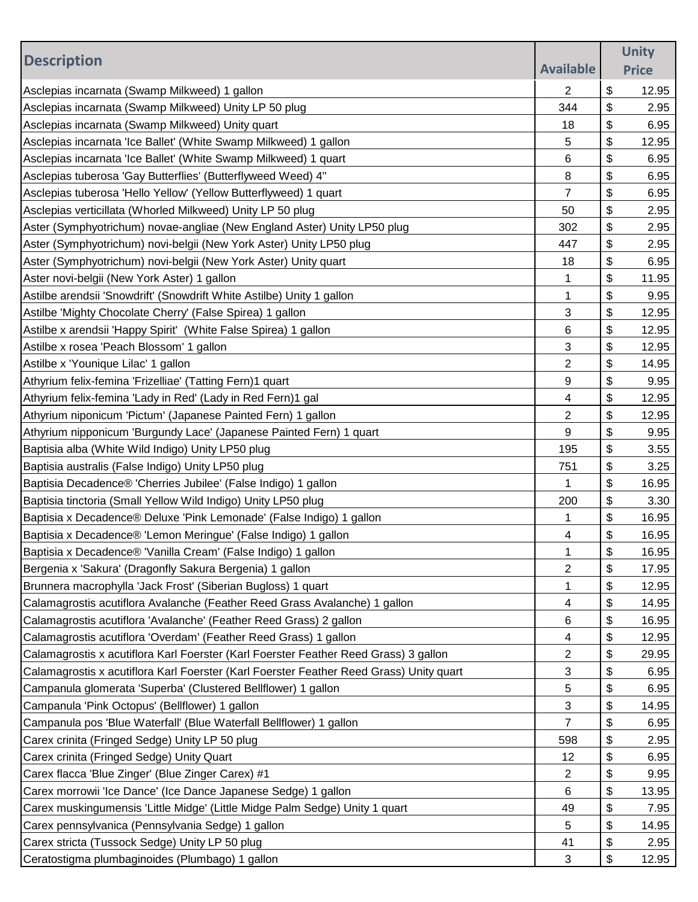| Description | Available | Unity Price |
|---|---|---|
| Asclepias incarnata (Swamp Milkweed) 1 gallon | 2 | $ 12.95 |
| Asclepias incarnata (Swamp Milkweed) Unity LP 50 plug | 344 | $ 2.95 |
| Asclepias incarnata (Swamp Milkweed) Unity quart | 18 | $ 6.95 |
| Asclepias incarnata 'Ice Ballet' (White Swamp Milkweed) 1 gallon | 5 | $ 12.95 |
| Asclepias incarnata 'Ice Ballet' (White Swamp Milkweed) 1 quart | 6 | $ 6.95 |
| Asclepias tuberosa 'Gay Butterflies' (Butterflyweed Weed) 4" | 8 | $ 6.95 |
| Asclepias tuberosa 'Hello Yellow' (Yellow Butterflyweed) 1 quart | 7 | $ 6.95 |
| Asclepias verticillata (Whorled Milkweed) Unity LP 50 plug | 50 | $ 2.95 |
| Aster (Symphyotrichum) novae-angliae (New England Aster) Unity LP50 plug | 302 | $ 2.95 |
| Aster (Symphyotrichum) novi-belgii (New York Aster) Unity LP50 plug | 447 | $ 2.95 |
| Aster (Symphyotrichum) novi-belgii (New York Aster) Unity quart | 18 | $ 6.95 |
| Aster novi-belgii (New York Aster) 1 gallon | 1 | $ 11.95 |
| Astilbe arendsii 'Snowdrift' (Snowdrift White Astilbe) Unity 1 gallon | 1 | $ 9.95 |
| Astilbe 'Mighty Chocolate Cherry' (False Spirea) 1 gallon | 3 | $ 12.95 |
| Astilbe x arendsii 'Happy Spirit' (White False Spirea) 1 gallon | 6 | $ 12.95 |
| Astilbe x rosea 'Peach Blossom' 1 gallon | 3 | $ 12.95 |
| Astilbe x 'Younique Lilac' 1 gallon | 2 | $ 14.95 |
| Athyrium felix-femina 'Frizelliae' (Tatting Fern)1 quart | 9 | $ 9.95 |
| Athyrium felix-femina 'Lady in Red' (Lady in Red Fern)1 gal | 4 | $ 12.95 |
| Athyrium niponicum 'Pictum' (Japanese Painted Fern) 1 gallon | 2 | $ 12.95 |
| Athyrium nipponicum 'Burgundy Lace' (Japanese Painted Fern) 1 quart | 9 | $ 9.95 |
| Baptisia alba (White Wild Indigo) Unity LP50 plug | 195 | $ 3.55 |
| Baptisia australis (False Indigo) Unity LP50 plug | 751 | $ 3.25 |
| Baptisia Decadence® 'Cherries Jubilee' (False Indigo) 1 gallon | 1 | $ 16.95 |
| Baptisia tinctoria (Small Yellow Wild Indigo) Unity LP50 plug | 200 | $ 3.30 |
| Baptisia x Decadence® Deluxe 'Pink Lemonade' (False Indigo) 1 gallon | 1 | $ 16.95 |
| Baptisia x Decadence® 'Lemon Meringue' (False Indigo) 1 gallon | 4 | $ 16.95 |
| Baptisia x Decadence® 'Vanilla Cream' (False Indigo) 1 gallon | 1 | $ 16.95 |
| Bergenia x 'Sakura' (Dragonfly Sakura Bergenia) 1 gallon | 2 | $ 17.95 |
| Brunnera macrophylla 'Jack Frost' (Siberian Bugloss) 1 quart | 1 | $ 12.95 |
| Calamagrostis acutiflora Avalanche (Feather Reed Grass Avalanche) 1 gallon | 4 | $ 14.95 |
| Calamagrostis acutiflora 'Avalanche' (Feather Reed Grass) 2 gallon | 6 | $ 16.95 |
| Calamagrostis acutiflora 'Overdam' (Feather Reed Grass) 1 gallon | 4 | $ 12.95 |
| Calamagrostis x acutiflora Karl Foerster (Karl Foerster Feather Reed Grass) 3 gallon | 2 | $ 29.95 |
| Calamagrostis x acutiflora Karl Foerster (Karl Foerster Feather Reed Grass) Unity quart | 3 | $ 6.95 |
| Campanula glomerata 'Superba' (Clustered Bellflower) 1 gallon | 5 | $ 6.95 |
| Campanula 'Pink Octopus' (Bellflower) 1 gallon | 3 | $ 14.95 |
| Campanula pos 'Blue Waterfall' (Blue Waterfall Bellflower) 1 gallon | 7 | $ 6.95 |
| Carex crinita (Fringed Sedge) Unity LP 50 plug | 598 | $ 2.95 |
| Carex crinita (Fringed Sedge) Unity Quart | 12 | $ 6.95 |
| Carex flacca 'Blue Zinger' (Blue Zinger Carex) #1 | 2 | $ 9.95 |
| Carex morrowii 'Ice Dance' (Ice Dance Japanese Sedge) 1 gallon | 6 | $ 13.95 |
| Carex muskingumensis 'Little Midge' (Little Midge Palm Sedge) Unity 1 quart | 49 | $ 7.95 |
| Carex pennsylvanica (Pennsylvania Sedge) 1 gallon | 5 | $ 14.95 |
| Carex stricta (Tussock Sedge) Unity LP 50 plug | 41 | $ 2.95 |
| Ceratostigma plumbaginoides (Plumbago) 1 gallon | 3 | $ 12.95 |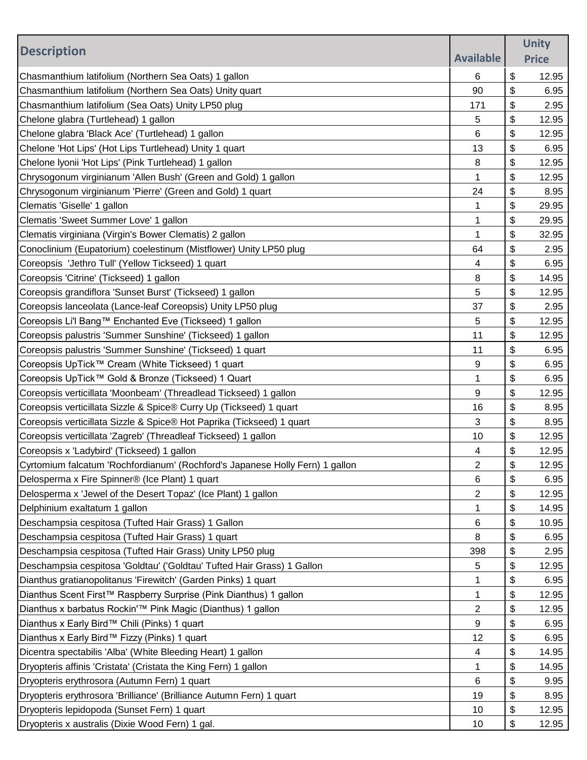| Description | Available | Unity Price |
|---|---|---|
| Chasmanthium latifolium (Northern Sea Oats) 1 gallon | 6 | $ 12.95 |
| Chasmanthium latifolium (Northern Sea Oats) Unity quart | 90 | $ 6.95 |
| Chasmanthium latifolium (Sea Oats) Unity LP50 plug | 171 | $ 2.95 |
| Chelone glabra (Turtlehead) 1 gallon | 5 | $ 12.95 |
| Chelone glabra 'Black Ace' (Turtlehead) 1 gallon | 6 | $ 12.95 |
| Chelone 'Hot Lips' (Hot Lips Turtlehead) Unity 1 quart | 13 | $ 6.95 |
| Chelone lyonii 'Hot Lips' (Pink Turtlehead) 1 gallon | 8 | $ 12.95 |
| Chrysogonum virginianum 'Allen Bush' (Green and Gold) 1 gallon | 1 | $ 12.95 |
| Chrysogonum virginianum 'Pierre' (Green and Gold) 1 quart | 24 | $ 8.95 |
| Clematis 'Giselle' 1 gallon | 1 | $ 29.95 |
| Clematis 'Sweet Summer Love' 1 gallon | 1 | $ 29.95 |
| Clematis virginiana (Virgin's Bower Clematis) 2 gallon | 1 | $ 32.95 |
| Conoclinium (Eupatorium) coelestinum (Mistflower) Unity LP50 plug | 64 | $ 2.95 |
| Coreopsis  'Jethro Tull' (Yellow Tickseed) 1 quart | 4 | $ 6.95 |
| Coreopsis 'Citrine' (Tickseed) 1 gallon | 8 | $ 14.95 |
| Coreopsis grandiflora 'Sunset Burst' (Tickseed) 1 gallon | 5 | $ 12.95 |
| Coreopsis lanceolata (Lance-leaf Coreopsis) Unity LP50 plug | 37 | $ 2.95 |
| Coreopsis Li'l Bang™ Enchanted Eve (Tickseed) 1 gallon | 5 | $ 12.95 |
| Coreopsis palustris 'Summer Sunshine' (Tickseed) 1 gallon | 11 | $ 12.95 |
| Coreopsis palustris 'Summer Sunshine' (Tickseed) 1 quart | 11 | $ 6.95 |
| Coreopsis UpTick™ Cream (White Tickseed) 1 quart | 9 | $ 6.95 |
| Coreopsis UpTick™ Gold & Bronze (Tickseed) 1 Quart | 1 | $ 6.95 |
| Coreopsis verticillata 'Moonbeam' (Threadlead Tickseed) 1 gallon | 9 | $ 12.95 |
| Coreopsis verticillata Sizzle & Spice® Curry Up (Tickseed) 1 quart | 16 | $ 8.95 |
| Coreopsis verticillata Sizzle & Spice® Hot Paprika (Tickseed) 1 quart | 3 | $ 8.95 |
| Coreopsis verticillata 'Zagreb' (Threadleaf Tickseed) 1 gallon | 10 | $ 12.95 |
| Coreopsis x 'Ladybird' (Tickseed) 1 gallon | 4 | $ 12.95 |
| Cyrtomium falcatum 'Rochfordianum' (Rochford's Japanese Holly Fern) 1 gallon | 2 | $ 12.95 |
| Delosperma x Fire Spinner® (Ice Plant) 1 quart | 6 | $ 6.95 |
| Delosperma x 'Jewel of the Desert Topaz' (Ice Plant) 1 gallon | 2 | $ 12.95 |
| Delphinium exaltatum 1 gallon | 1 | $ 14.95 |
| Deschampsia cespitosa (Tufted Hair Grass) 1 Gallon | 6 | $ 10.95 |
| Deschampsia cespitosa (Tufted Hair Grass) 1 quart | 8 | $ 6.95 |
| Deschampsia cespitosa (Tufted Hair Grass) Unity LP50 plug | 398 | $ 2.95 |
| Deschampsia cespitosa 'Goldtau' ('Goldtau' Tufted Hair Grass) 1 Gallon | 5 | $ 12.95 |
| Dianthus gratianopolitanus 'Firewitch' (Garden Pinks) 1 quart | 1 | $ 6.95 |
| Dianthus Scent First™ Raspberry Surprise (Pink Dianthus) 1 gallon | 1 | $ 12.95 |
| Dianthus x barbatus Rockin'™ Pink Magic (Dianthus) 1 gallon | 2 | $ 12.95 |
| Dianthus x Early Bird™ Chili (Pinks) 1 quart | 9 | $ 6.95 |
| Dianthus x Early Bird™ Fizzy (Pinks) 1 quart | 12 | $ 6.95 |
| Dicentra spectabilis 'Alba' (White Bleeding Heart) 1 gallon | 4 | $ 14.95 |
| Dryopteris affinis 'Cristata' (Cristata the King Fern) 1 gallon | 1 | $ 14.95 |
| Dryopteris erythrosora (Autumn Fern) 1 quart | 6 | $ 9.95 |
| Dryopteris erythrosora 'Brilliance' (Brilliance Autumn Fern) 1 quart | 19 | $ 8.95 |
| Dryopteris lepidopoda (Sunset Fern) 1 quart | 10 | $ 12.95 |
| Dryopteris x australis (Dixie Wood Fern) 1 gal. | 10 | $ 12.95 |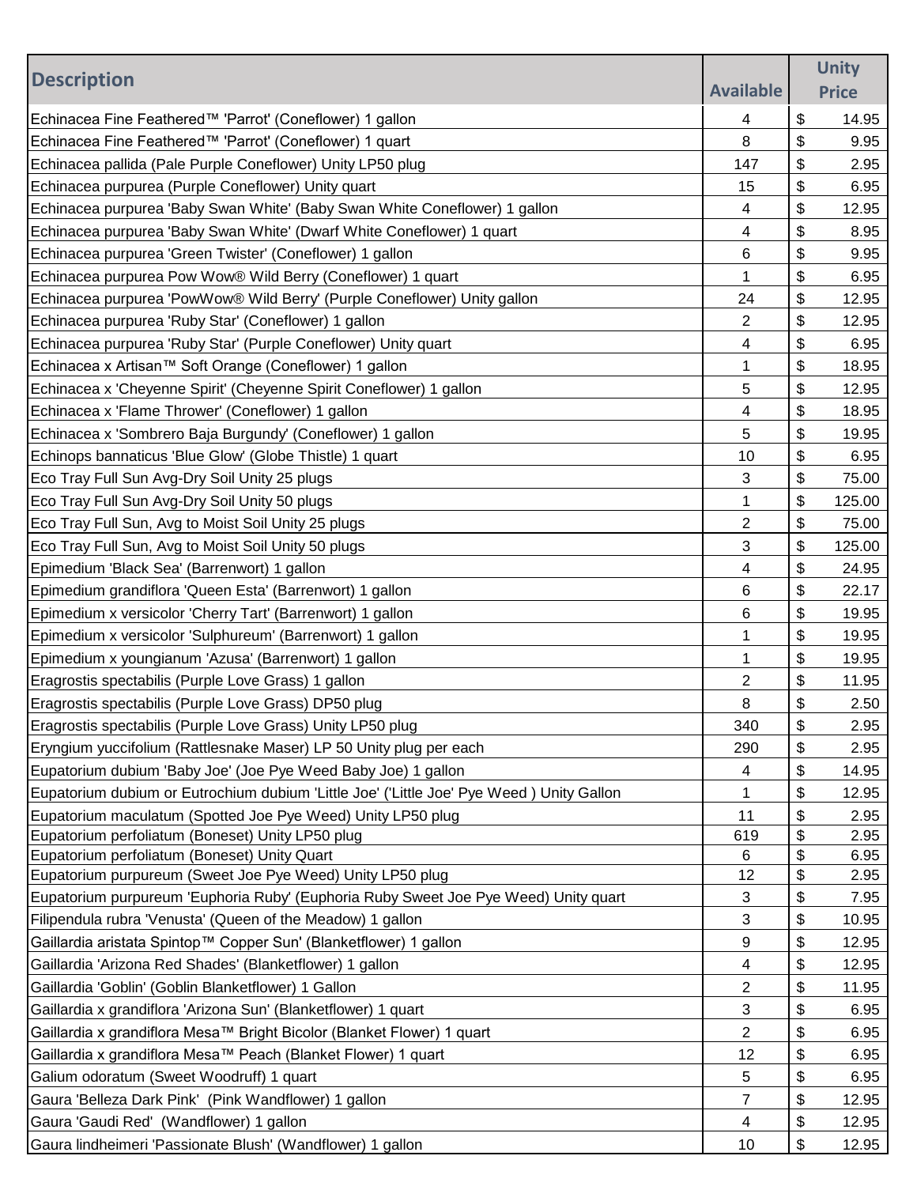| Description | Available | Unity Price |
|---|---|---|
| Echinacea Fine Feathered™ 'Parrot' (Coneflower) 1 gallon | 4 | $ 14.95 |
| Echinacea Fine Feathered™ 'Parrot' (Coneflower) 1 quart | 8 | $ 9.95 |
| Echinacea pallida (Pale Purple Coneflower) Unity LP50 plug | 147 | $ 2.95 |
| Echinacea purpurea (Purple Coneflower) Unity quart | 15 | $ 6.95 |
| Echinacea purpurea 'Baby Swan White' (Baby Swan White Coneflower) 1 gallon | 4 | $ 12.95 |
| Echinacea purpurea 'Baby Swan White' (Dwarf White Coneflower) 1 quart | 4 | $ 8.95 |
| Echinacea purpurea 'Green Twister' (Coneflower) 1 gallon | 6 | $ 9.95 |
| Echinacea purpurea Pow Wow® Wild Berry (Coneflower) 1 quart | 1 | $ 6.95 |
| Echinacea purpurea 'PowWow® Wild Berry' (Purple Coneflower) Unity gallon | 24 | $ 12.95 |
| Echinacea purpurea 'Ruby Star' (Coneflower) 1 gallon | 2 | $ 12.95 |
| Echinacea purpurea 'Ruby Star' (Purple Coneflower) Unity quart | 4 | $ 6.95 |
| Echinacea x Artisan™ Soft Orange (Coneflower) 1 gallon | 1 | $ 18.95 |
| Echinacea x 'Cheyenne Spirit' (Cheyenne Spirit Coneflower) 1 gallon | 5 | $ 12.95 |
| Echinacea x 'Flame Thrower' (Coneflower) 1 gallon | 4 | $ 18.95 |
| Echinacea x 'Sombrero Baja Burgundy' (Coneflower) 1 gallon | 5 | $ 19.95 |
| Echinops bannaticus 'Blue Glow' (Globe Thistle) 1 quart | 10 | $ 6.95 |
| Eco Tray Full Sun Avg-Dry Soil Unity 25 plugs | 3 | $ 75.00 |
| Eco Tray Full Sun Avg-Dry Soil Unity 50 plugs | 1 | $ 125.00 |
| Eco Tray Full Sun, Avg to Moist Soil Unity 25 plugs | 2 | $ 75.00 |
| Eco Tray Full Sun, Avg to Moist Soil Unity 50 plugs | 3 | $ 125.00 |
| Epimedium 'Black Sea' (Barrenwort) 1 gallon | 4 | $ 24.95 |
| Epimedium grandiflora 'Queen Esta' (Barrenwort) 1 gallon | 6 | $ 22.17 |
| Epimedium x versicolor 'Cherry Tart' (Barrenwort) 1 gallon | 6 | $ 19.95 |
| Epimedium x versicolor 'Sulphureum' (Barrenwort) 1 gallon | 1 | $ 19.95 |
| Epimedium x youngianum 'Azusa' (Barrenwort) 1 gallon | 1 | $ 19.95 |
| Eragrostis spectabilis (Purple Love Grass) 1 gallon | 2 | $ 11.95 |
| Eragrostis spectabilis (Purple Love Grass) DP50 plug | 8 | $ 2.50 |
| Eragrostis spectabilis (Purple Love Grass) Unity LP50 plug | 340 | $ 2.95 |
| Eryngium yuccifolium (Rattlesnake Maser) LP 50 Unity plug per each | 290 | $ 2.95 |
| Eupatorium dubium 'Baby Joe' (Joe Pye Weed Baby Joe) 1 gallon | 4 | $ 14.95 |
| Eupatorium dubium or Eutrochium dubium 'Little Joe' ('Little Joe' Pye Weed ) Unity Gallon | 1 | $ 12.95 |
| Eupatorium maculatum (Spotted Joe Pye Weed) Unity LP50 plug | 11 | $ 2.95 |
| Eupatorium perfoliatum (Boneset) Unity LP50 plug | 619 | $ 2.95 |
| Eupatorium perfoliatum (Boneset) Unity Quart | 6 | $ 6.95 |
| Eupatorium purpureum (Sweet Joe Pye Weed) Unity LP50 plug | 12 | $ 2.95 |
| Eupatorium purpureum 'Euphoria Ruby' (Euphoria Ruby Sweet Joe Pye Weed) Unity quart | 3 | $ 7.95 |
| Filipendula rubra 'Venusta' (Queen of the Meadow) 1 gallon | 3 | $ 10.95 |
| Gaillardia aristata Spintop™ Copper Sun' (Blanketflower) 1 gallon | 9 | $ 12.95 |
| Gaillardia 'Arizona Red Shades' (Blanketflower) 1 gallon | 4 | $ 12.95 |
| Gaillardia 'Goblin' (Goblin Blanketflower) 1 Gallon | 2 | $ 11.95 |
| Gaillardia x grandiflora 'Arizona Sun' (Blanketflower) 1 quart | 3 | $ 6.95 |
| Gaillardia x grandiflora Mesa™ Bright Bicolor (Blanket Flower) 1 quart | 2 | $ 6.95 |
| Gaillardia x grandiflora Mesa™ Peach (Blanket Flower) 1 quart | 12 | $ 6.95 |
| Galium odoratum (Sweet Woodruff) 1 quart | 5 | $ 6.95 |
| Gaura 'Belleza Dark Pink' (Pink Wandflower) 1 gallon | 7 | $ 12.95 |
| Gaura 'Gaudi Red' (Wandflower) 1 gallon | 4 | $ 12.95 |
| Gaura lindheimeri 'Passionate Blush' (Wandflower) 1 gallon | 10 | $ 12.95 |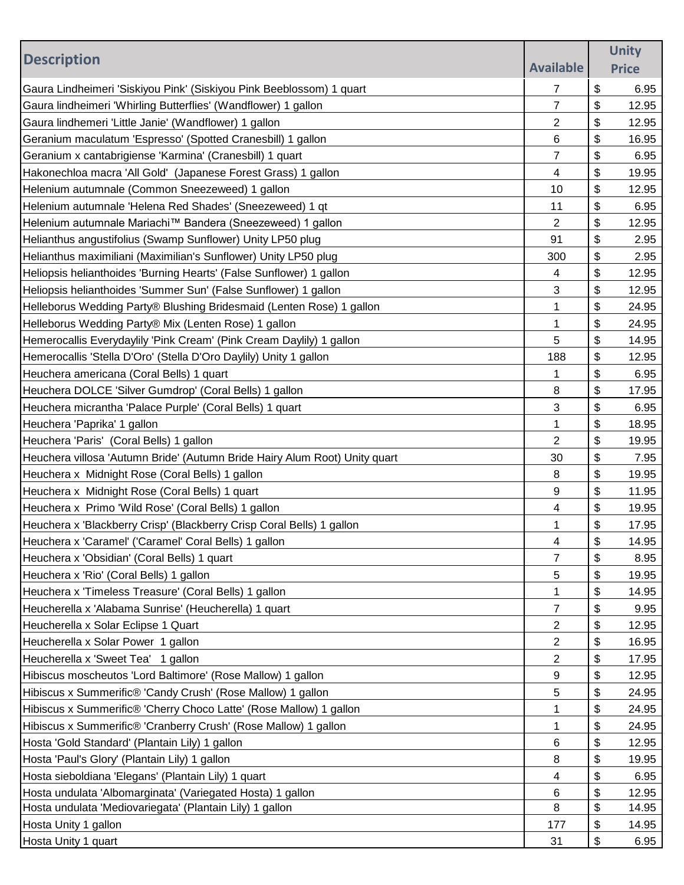| Description | Available | Unity Price |
|---|---|---|
| Gaura Lindheimeri 'Siskiyou Pink' (Siskiyou Pink Beeblossom) 1 quart | 7 | $ 6.95 |
| Gaura lindheimeri 'Whirling Butterflies' (Wandflower) 1 gallon | 7 | $ 12.95 |
| Gaura lindhemeri 'Little Janie' (Wandflower) 1 gallon | 2 | $ 12.95 |
| Geranium maculatum 'Espresso' (Spotted Cranesbill) 1 gallon | 6 | $ 16.95 |
| Geranium x cantabrigiense 'Karmina' (Cranesbill) 1 quart | 7 | $ 6.95 |
| Hakonechloa macra 'All Gold' (Japanese Forest Grass) 1 gallon | 4 | $ 19.95 |
| Helenium autumnale (Common Sneezeweed) 1 gallon | 10 | $ 12.95 |
| Helenium autumnale 'Helena Red Shades' (Sneezeweed) 1 qt | 11 | $ 6.95 |
| Helenium autumnale Mariachi™ Bandera (Sneezeweed) 1 gallon | 2 | $ 12.95 |
| Helianthus angustifolius (Swamp Sunflower) Unity LP50 plug | 91 | $ 2.95 |
| Helianthus maximiliani (Maximilian's Sunflower) Unity LP50 plug | 300 | $ 2.95 |
| Heliopsis helianthoides 'Burning Hearts' (False Sunflower) 1 gallon | 4 | $ 12.95 |
| Heliopsis helianthoides 'Summer Sun' (False Sunflower) 1 gallon | 3 | $ 12.95 |
| Helleborus Wedding Party® Blushing Bridesmaid (Lenten Rose) 1 gallon | 1 | $ 24.95 |
| Helleborus Wedding Party® Mix (Lenten Rose) 1 gallon | 1 | $ 24.95 |
| Hemerocallis Everydaylily 'Pink Cream' (Pink Cream Daylily) 1 gallon | 5 | $ 14.95 |
| Hemerocallis 'Stella D'Oro' (Stella D'Oro Daylily) Unity 1 gallon | 188 | $ 12.95 |
| Heuchera americana (Coral Bells) 1 quart | 1 | $ 6.95 |
| Heuchera DOLCE 'Silver Gumdrop' (Coral Bells) 1 gallon | 8 | $ 17.95 |
| Heuchera micrantha 'Palace Purple' (Coral Bells) 1 quart | 3 | $ 6.95 |
| Heuchera 'Paprika' 1 gallon | 1 | $ 18.95 |
| Heuchera 'Paris' (Coral Bells) 1 gallon | 2 | $ 19.95 |
| Heuchera villosa 'Autumn Bride' (Autumn Bride Hairy Alum Root) Unity quart | 30 | $ 7.95 |
| Heuchera x Midnight Rose (Coral Bells) 1 gallon | 8 | $ 19.95 |
| Heuchera x Midnight Rose (Coral Bells) 1 quart | 9 | $ 11.95 |
| Heuchera x Primo 'Wild Rose' (Coral Bells) 1 gallon | 4 | $ 19.95 |
| Heuchera x 'Blackberry Crisp' (Blackberry Crisp Coral Bells) 1 gallon | 1 | $ 17.95 |
| Heuchera x 'Caramel' ('Caramel' Coral Bells) 1 gallon | 4 | $ 14.95 |
| Heuchera x 'Obsidian' (Coral Bells) 1 quart | 7 | $ 8.95 |
| Heuchera x 'Rio' (Coral Bells) 1 gallon | 5 | $ 19.95 |
| Heuchera x 'Timeless Treasure' (Coral Bells) 1 gallon | 1 | $ 14.95 |
| Heucherella x 'Alabama Sunrise' (Heucherella) 1 quart | 7 | $ 9.95 |
| Heucherella x Solar Eclipse 1 Quart | 2 | $ 12.95 |
| Heucherella x Solar Power 1 gallon | 2 | $ 16.95 |
| Heucherella x 'Sweet Tea' 1 gallon | 2 | $ 17.95 |
| Hibiscus moscheutos 'Lord Baltimore' (Rose Mallow) 1 gallon | 9 | $ 12.95 |
| Hibiscus x Summerific® 'Candy Crush' (Rose Mallow) 1 gallon | 5 | $ 24.95 |
| Hibiscus x Summerific® 'Cherry Choco Latte' (Rose Mallow) 1 gallon | 1 | $ 24.95 |
| Hibiscus x Summerific® 'Cranberry Crush' (Rose Mallow) 1 gallon | 1 | $ 24.95 |
| Hosta 'Gold Standard' (Plantain Lily) 1 gallon | 6 | $ 12.95 |
| Hosta 'Paul's Glory' (Plantain Lily) 1 gallon | 8 | $ 19.95 |
| Hosta sieboldiana 'Elegans' (Plantain Lily) 1 quart | 4 | $ 6.95 |
| Hosta undulata 'Albomarginata' (Variegated Hosta) 1 gallon | 6 | $ 12.95 |
| Hosta undulata 'Mediovariegata' (Plantain Lily) 1 gallon | 8 | $ 14.95 |
| Hosta Unity 1 gallon | 177 | $ 14.95 |
| Hosta Unity 1 quart | 31 | $ 6.95 |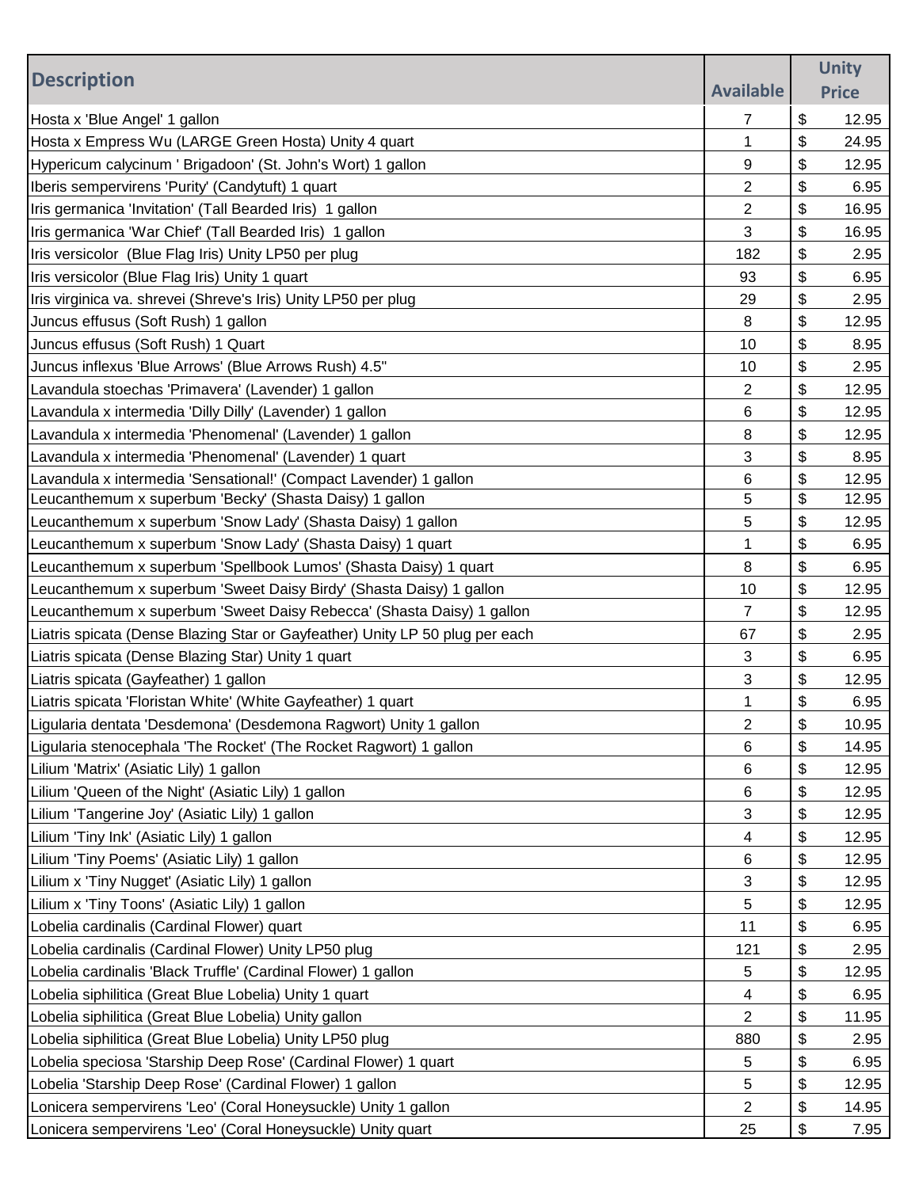| Description | Available | Unity Price |
|---|---|---|
| Hosta x 'Blue Angel' 1 gallon | 7 | $ 12.95 |
| Hosta x Empress Wu (LARGE Green Hosta) Unity 4 quart | 1 | $ 24.95 |
| Hypericum calycinum ' Brigadoon' (St. John's Wort) 1 gallon | 9 | $ 12.95 |
| Iberis sempervirens 'Purity' (Candytuft) 1 quart | 2 | $ 6.95 |
| Iris germanica 'Invitation' (Tall Bearded Iris) 1 gallon | 2 | $ 16.95 |
| Iris germanica 'War Chief' (Tall Bearded Iris) 1 gallon | 3 | $ 16.95 |
| Iris versicolor (Blue Flag Iris) Unity LP50 per plug | 182 | $ 2.95 |
| Iris versicolor (Blue Flag Iris) Unity 1 quart | 93 | $ 6.95 |
| Iris virginica va. shrevei (Shreve's Iris) Unity LP50 per plug | 29 | $ 2.95 |
| Juncus effusus (Soft Rush) 1 gallon | 8 | $ 12.95 |
| Juncus effusus (Soft Rush) 1 Quart | 10 | $ 8.95 |
| Juncus inflexus 'Blue Arrows' (Blue Arrows Rush) 4.5" | 10 | $ 2.95 |
| Lavandula stoechas 'Primavera' (Lavender) 1 gallon | 2 | $ 12.95 |
| Lavandula x intermedia 'Dilly Dilly' (Lavender) 1 gallon | 6 | $ 12.95 |
| Lavandula x intermedia 'Phenomenal' (Lavender) 1 gallon | 8 | $ 12.95 |
| Lavandula x intermedia 'Phenomenal' (Lavender) 1 quart | 3 | $ 8.95 |
| Lavandula x intermedia 'Sensational!' (Compact Lavender) 1 gallon | 6 | $ 12.95 |
| Leucanthemum x superbum 'Becky' (Shasta Daisy) 1 gallon | 5 | $ 12.95 |
| Leucanthemum x superbum 'Snow Lady' (Shasta Daisy) 1 gallon | 5 | $ 12.95 |
| Leucanthemum x superbum 'Snow Lady' (Shasta Daisy) 1 quart | 1 | $ 6.95 |
| Leucanthemum x superbum 'Spellbook Lumos' (Shasta Daisy) 1 quart | 8 | $ 6.95 |
| Leucanthemum x superbum 'Sweet Daisy Birdy' (Shasta Daisy) 1 gallon | 10 | $ 12.95 |
| Leucanthemum x superbum 'Sweet Daisy Rebecca' (Shasta Daisy) 1 gallon | 7 | $ 12.95 |
| Liatris spicata (Dense Blazing Star or Gayfeather) Unity LP 50 plug per each | 67 | $ 2.95 |
| Liatris spicata (Dense Blazing Star) Unity 1 quart | 3 | $ 6.95 |
| Liatris spicata (Gayfeather) 1 gallon | 3 | $ 12.95 |
| Liatris spicata 'Floristan White' (White Gayfeather) 1 quart | 1 | $ 6.95 |
| Ligularia dentata 'Desdemona' (Desdemona Ragwort) Unity 1 gallon | 2 | $ 10.95 |
| Ligularia stenocephala 'The Rocket' (The Rocket Ragwort) 1 gallon | 6 | $ 14.95 |
| Lilium 'Matrix' (Asiatic Lily) 1 gallon | 6 | $ 12.95 |
| Lilium 'Queen of the Night' (Asiatic Lily) 1 gallon | 6 | $ 12.95 |
| Lilium 'Tangerine Joy' (Asiatic Lily) 1 gallon | 3 | $ 12.95 |
| Lilium 'Tiny Ink' (Asiatic Lily) 1 gallon | 4 | $ 12.95 |
| Lilium 'Tiny Poems' (Asiatic Lily) 1 gallon | 6 | $ 12.95 |
| Lilium x 'Tiny Nugget' (Asiatic Lily) 1 gallon | 3 | $ 12.95 |
| Lilium x 'Tiny Toons' (Asiatic Lily) 1 gallon | 5 | $ 12.95 |
| Lobelia cardinalis (Cardinal Flower) quart | 11 | $ 6.95 |
| Lobelia cardinalis (Cardinal Flower) Unity LP50 plug | 121 | $ 2.95 |
| Lobelia cardinalis 'Black Truffle' (Cardinal Flower) 1 gallon | 5 | $ 12.95 |
| Lobelia siphilitica (Great Blue Lobelia) Unity 1 quart | 4 | $ 6.95 |
| Lobelia siphilitica (Great Blue Lobelia) Unity gallon | 2 | $ 11.95 |
| Lobelia siphilitica (Great Blue Lobelia) Unity LP50 plug | 880 | $ 2.95 |
| Lobelia speciosa 'Starship Deep Rose' (Cardinal Flower) 1 quart | 5 | $ 6.95 |
| Lobelia 'Starship Deep Rose' (Cardinal Flower) 1 gallon | 5 | $ 12.95 |
| Lonicera sempervirens 'Leo' (Coral Honeysuckle) Unity 1 gallon | 2 | $ 14.95 |
| Lonicera sempervirens 'Leo' (Coral Honeysuckle) Unity quart | 25 | $ 7.95 |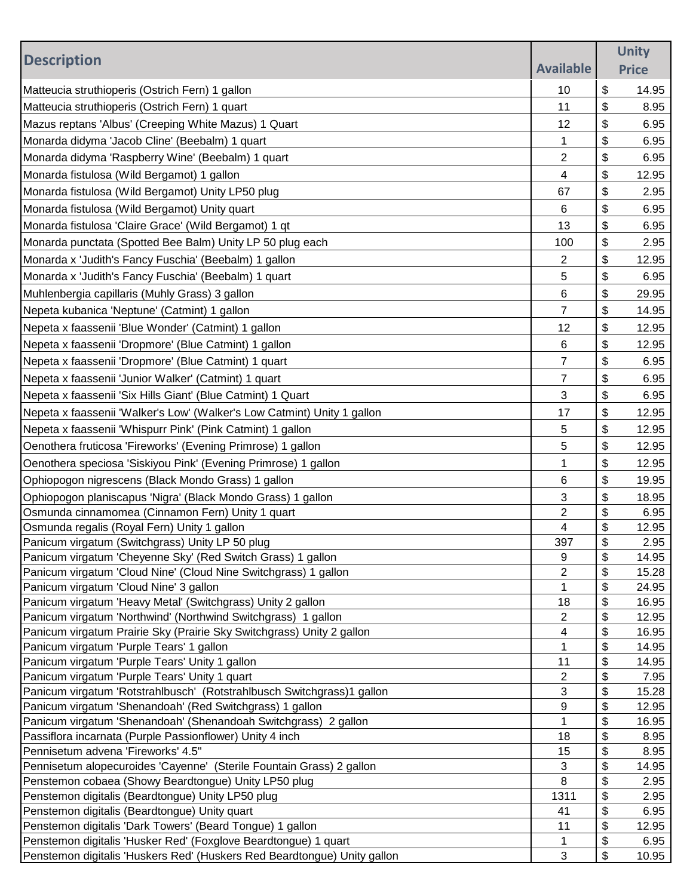| Description | Available | Unity Price |
|---|---|---|
| Matteucia struthioperis (Ostrich Fern) 1 gallon | 10 | $ 14.95 |
| Matteucia struthioperis (Ostrich Fern) 1 quart | 11 | $ 8.95 |
| Mazus reptans 'Albus' (Creeping White Mazus) 1 Quart | 12 | $ 6.95 |
| Monarda didyma 'Jacob Cline' (Beebalm) 1 quart | 1 | $ 6.95 |
| Monarda didyma 'Raspberry Wine' (Beebalm) 1 quart | 2 | $ 6.95 |
| Monarda fistulosa (Wild Bergamot) 1 gallon | 4 | $ 12.95 |
| Monarda fistulosa (Wild Bergamot) Unity LP50 plug | 67 | $ 2.95 |
| Monarda fistulosa (Wild Bergamot) Unity quart | 6 | $ 6.95 |
| Monarda fistulosa 'Claire Grace' (Wild Bergamot) 1 qt | 13 | $ 6.95 |
| Monarda punctata (Spotted Bee Balm) Unity LP 50 plug each | 100 | $ 2.95 |
| Monarda x 'Judith's Fancy Fuschia' (Beebalm) 1 gallon | 2 | $ 12.95 |
| Monarda x 'Judith's Fancy Fuschia' (Beebalm) 1 quart | 5 | $ 6.95 |
| Muhlenbergia capillaris (Muhly Grass) 3 gallon | 6 | $ 29.95 |
| Nepeta kubanica 'Neptune' (Catmint) 1 gallon | 7 | $ 14.95 |
| Nepeta x faassenii 'Blue Wonder' (Catmint) 1 gallon | 12 | $ 12.95 |
| Nepeta x faassenii 'Dropmore' (Blue Catmint) 1 gallon | 6 | $ 12.95 |
| Nepeta x faassenii 'Dropmore' (Blue Catmint) 1 quart | 7 | $ 6.95 |
| Nepeta x faassenii 'Junior Walker' (Catmint) 1 quart | 7 | $ 6.95 |
| Nepeta x faassenii 'Six Hills Giant' (Blue Catmint) 1 Quart | 3 | $ 6.95 |
| Nepeta x faassenii 'Walker's Low' (Walker's Low Catmint) Unity 1 gallon | 17 | $ 12.95 |
| Nepeta x faassenii 'Whispurr Pink' (Pink Catmint) 1 gallon | 5 | $ 12.95 |
| Oenothera fruticosa 'Fireworks' (Evening Primrose) 1 gallon | 5 | $ 12.95 |
| Oenothera speciosa 'Siskiyou Pink' (Evening Primrose) 1 gallon | 1 | $ 12.95 |
| Ophiopogon nigrescens (Black Mondo Grass) 1 gallon | 6 | $ 19.95 |
| Ophiopogon planiscapus 'Nigra' (Black Mondo Grass) 1 gallon | 3 | $ 18.95 |
| Osmunda cinnamomea (Cinnamon Fern) Unity 1 quart | 2 | $ 6.95 |
| Osmunda regalis (Royal Fern) Unity 1 gallon | 4 | $ 12.95 |
| Panicum virgatum (Switchgrass) Unity LP 50 plug | 397 | $ 2.95 |
| Panicum virgatum 'Cheyenne Sky' (Red Switch Grass) 1 gallon | 9 | $ 14.95 |
| Panicum virgatum 'Cloud Nine' (Cloud Nine Switchgrass) 1 gallon | 2 | $ 15.28 |
| Panicum virgatum 'Cloud Nine' 3 gallon | 1 | $ 24.95 |
| Panicum virgatum 'Heavy Metal' (Switchgrass) Unity 2 gallon | 18 | $ 16.95 |
| Panicum virgatum 'Northwind' (Northwind Switchgrass) 1 gallon | 2 | $ 12.95 |
| Panicum virgatum Prairie Sky (Prairie Sky Switchgrass) Unity 2 gallon | 4 | $ 16.95 |
| Panicum virgatum 'Purple Tears' 1 gallon | 1 | $ 14.95 |
| Panicum virgatum 'Purple Tears' Unity 1 gallon | 11 | $ 14.95 |
| Panicum virgatum 'Purple Tears' Unity 1 quart | 2 | $ 7.95 |
| Panicum virgatum 'Rotstrahlbusch' (Rotstrahlbusch Switchgrass)1 gallon | 3 | $ 15.28 |
| Panicum virgatum 'Shenandoah' (Red Switchgrass) 1 gallon | 9 | $ 12.95 |
| Panicum virgatum 'Shenandoah' (Shenandoah Switchgrass) 2 gallon | 1 | $ 16.95 |
| Passiflora incarnata (Purple Passionflower) Unity 4 inch | 18 | $ 8.95 |
| Pennisetum advena 'Fireworks' 4.5" | 15 | $ 8.95 |
| Pennisetum alopecuroides 'Cayenne' (Sterile Fountain Grass) 2 gallon | 3 | $ 14.95 |
| Penstemon cobaea (Showy Beardtongue) Unity LP50 plug | 8 | $ 2.95 |
| Penstemon digitalis (Beardtongue) Unity LP50 plug | 1311 | $ 2.95 |
| Penstemon digitalis (Beardtongue) Unity quart | 41 | $ 6.95 |
| Penstemon digitalis 'Dark Towers' (Beard Tongue) 1 gallon | 11 | $ 12.95 |
| Penstemon digitalis 'Husker Red' (Foxglove Beardtongue) 1 quart | 1 | $ 6.95 |
| Penstemon digitalis 'Huskers Red' (Huskers Red Beardtongue) Unity gallon | 3 | $ 10.95 |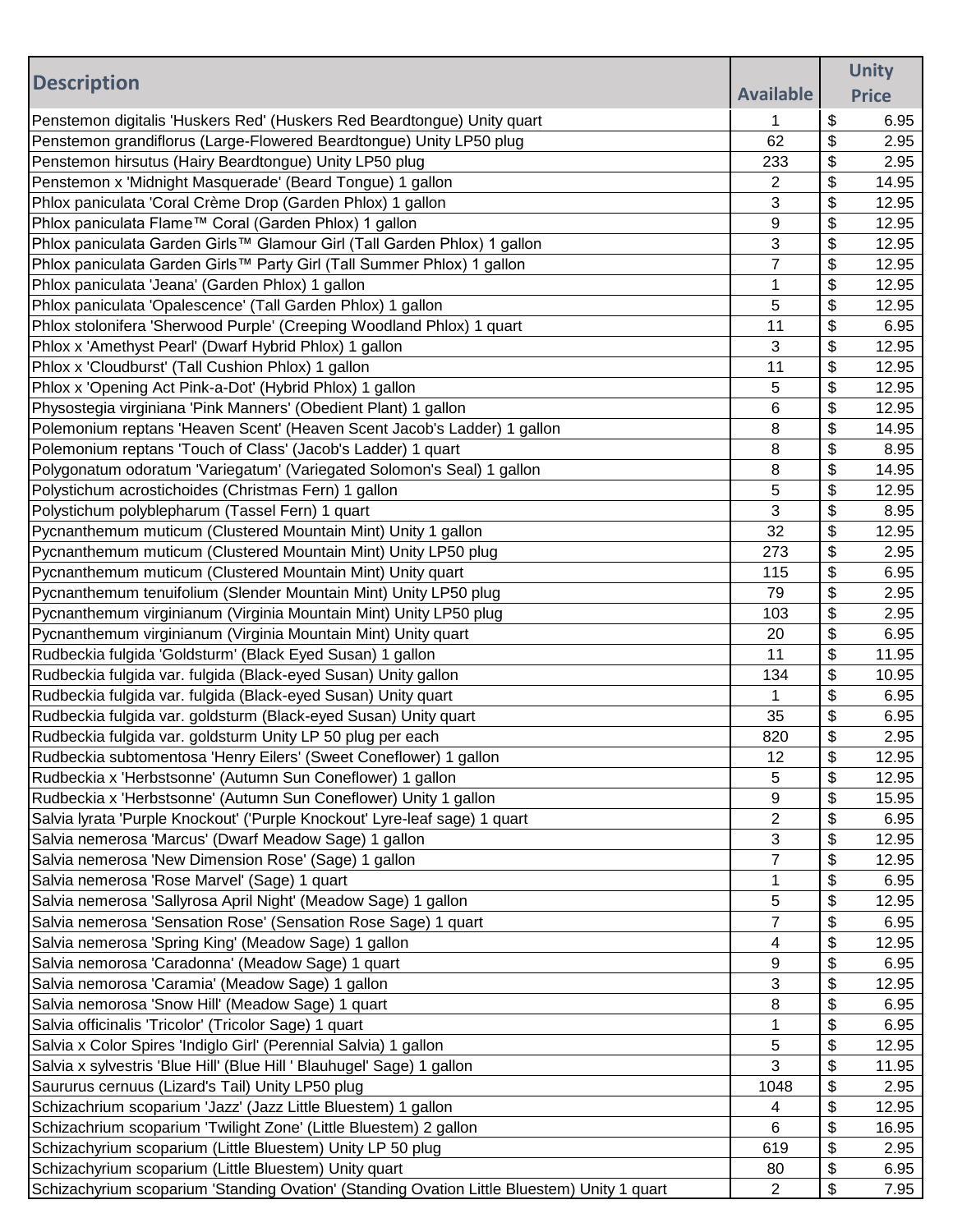| Description | Available | Unity Price |
| --- | --- | --- |
| Penstemon digitalis 'Huskers Red' (Huskers Red Beardtongue) Unity quart | 1 | $ 6.95 |
| Penstemon grandiflorus (Large-Flowered Beardtongue) Unity LP50 plug | 62 | $ 2.95 |
| Penstemon hirsutus (Hairy Beardtongue) Unity LP50 plug | 233 | $ 2.95 |
| Penstemon x 'Midnight Masquerade' (Beard Tongue) 1 gallon | 2 | $ 14.95 |
| Phlox paniculata 'Coral Crème Drop (Garden Phlox) 1 gallon | 3 | $ 12.95 |
| Phlox paniculata Flame™ Coral (Garden Phlox) 1 gallon | 9 | $ 12.95 |
| Phlox paniculata Garden Girls™ Glamour Girl (Tall Garden Phlox) 1 gallon | 3 | $ 12.95 |
| Phlox paniculata Garden Girls™ Party Girl (Tall Summer Phlox) 1 gallon | 7 | $ 12.95 |
| Phlox paniculata 'Jeana' (Garden Phlox) 1 gallon | 1 | $ 12.95 |
| Phlox paniculata 'Opalescence' (Tall Garden Phlox) 1 gallon | 5 | $ 12.95 |
| Phlox stolonifera 'Sherwood Purple' (Creeping Woodland Phlox) 1 quart | 11 | $ 6.95 |
| Phlox x 'Amethyst Pearl' (Dwarf Hybrid Phlox) 1 gallon | 3 | $ 12.95 |
| Phlox x 'Cloudburst' (Tall Cushion Phlox) 1 gallon | 11 | $ 12.95 |
| Phlox x 'Opening Act Pink-a-Dot' (Hybrid Phlox) 1 gallon | 5 | $ 12.95 |
| Physostegia virginiana 'Pink Manners' (Obedient Plant) 1 gallon | 6 | $ 12.95 |
| Polemonium reptans 'Heaven Scent' (Heaven Scent Jacob's Ladder) 1 gallon | 8 | $ 14.95 |
| Polemonium reptans 'Touch of Class' (Jacob's Ladder) 1 quart | 8 | $ 8.95 |
| Polygonatum odoratum 'Variegatum' (Variegated Solomon's Seal) 1 gallon | 8 | $ 14.95 |
| Polystichum acrostichoides (Christmas Fern) 1 gallon | 5 | $ 12.95 |
| Polystichum polyblepharum (Tassel Fern) 1 quart | 3 | $ 8.95 |
| Pycnanthemum muticum (Clustered Mountain Mint) Unity 1 gallon | 32 | $ 12.95 |
| Pycnanthemum muticum (Clustered Mountain Mint) Unity LP50 plug | 273 | $ 2.95 |
| Pycnanthemum muticum (Clustered Mountain Mint) Unity quart | 115 | $ 6.95 |
| Pycnanthemum tenuifolium (Slender Mountain Mint) Unity LP50 plug | 79 | $ 2.95 |
| Pycnanthemum virginianum (Virginia Mountain Mint) Unity LP50 plug | 103 | $ 2.95 |
| Pycnanthemum virginianum (Virginia Mountain Mint) Unity quart | 20 | $ 6.95 |
| Rudbeckia fulgida 'Goldsturm' (Black Eyed Susan) 1 gallon | 11 | $ 11.95 |
| Rudbeckia fulgida var. fulgida (Black-eyed Susan) Unity gallon | 134 | $ 10.95 |
| Rudbeckia fulgida var. fulgida (Black-eyed Susan) Unity quart | 1 | $ 6.95 |
| Rudbeckia fulgida var. goldsturm (Black-eyed Susan) Unity quart | 35 | $ 6.95 |
| Rudbeckia fulgida var. goldsturm Unity LP 50 plug per each | 820 | $ 2.95 |
| Rudbeckia subtomentosa 'Henry Eilers' (Sweet Coneflower) 1 gallon | 12 | $ 12.95 |
| Rudbeckia x 'Herbstsonne' (Autumn Sun Coneflower) 1 gallon | 5 | $ 12.95 |
| Rudbeckia x 'Herbstsonne' (Autumn Sun Coneflower) Unity 1 gallon | 9 | $ 15.95 |
| Salvia lyrata 'Purple Knockout' ('Purple Knockout' Lyre-leaf sage) 1 quart | 2 | $ 6.95 |
| Salvia nemerosa 'Marcus' (Dwarf Meadow Sage) 1 gallon | 3 | $ 12.95 |
| Salvia nemerosa 'New Dimension Rose' (Sage) 1 gallon | 7 | $ 12.95 |
| Salvia nemerosa 'Rose Marvel' (Sage) 1 quart | 1 | $ 6.95 |
| Salvia nemerosa 'Sallyrosa April Night' (Meadow Sage) 1 gallon | 5 | $ 12.95 |
| Salvia nemerosa 'Sensation Rose' (Sensation Rose Sage) 1 quart | 7 | $ 6.95 |
| Salvia nemerosa 'Spring King' (Meadow Sage) 1 gallon | 4 | $ 12.95 |
| Salvia nemorosa 'Caradonna' (Meadow Sage) 1 quart | 9 | $ 6.95 |
| Salvia nemorosa 'Caramia' (Meadow Sage) 1 gallon | 3 | $ 12.95 |
| Salvia nemorosa 'Snow Hill' (Meadow Sage) 1 quart | 8 | $ 6.95 |
| Salvia officinalis 'Tricolor' (Tricolor Sage) 1 quart | 1 | $ 6.95 |
| Salvia x Color Spires 'Indiglo Girl' (Perennial Salvia) 1 gallon | 5 | $ 12.95 |
| Salvia x sylvestris 'Blue Hill' (Blue Hill ' Blauhugel' Sage) 1 gallon | 3 | $ 11.95 |
| Saururus cernuus (Lizard's Tail) Unity LP50 plug | 1048 | $ 2.95 |
| Schizachrium scoparium 'Jazz' (Jazz Little Bluestem) 1 gallon | 4 | $ 12.95 |
| Schizachrium scoparium 'Twilight Zone' (Little Bluestem) 2 gallon | 6 | $ 16.95 |
| Schizachyrium scoparium (Little Bluestem) Unity LP 50 plug | 619 | $ 2.95 |
| Schizachyrium scoparium (Little Bluestem) Unity quart | 80 | $ 6.95 |
| Schizachyrium scoparium 'Standing Ovation' (Standing Ovation Little Bluestem) Unity 1 quart | 2 | $ 7.95 |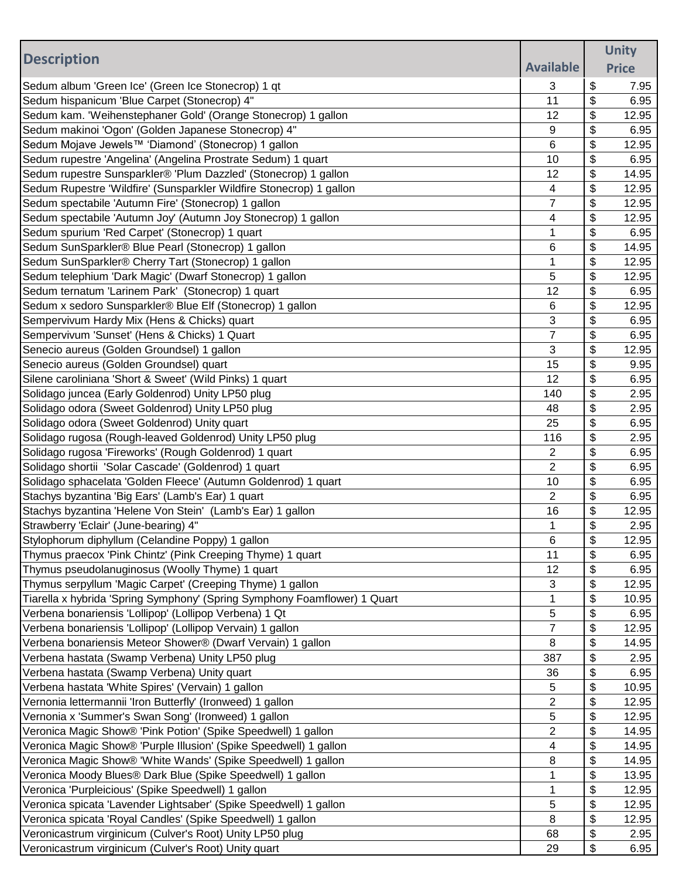| Description | Available | Unity Price |
|---|---|---|
| Sedum album 'Green Ice' (Green Ice Stonecrop) 1 qt | 3 | $ 7.95 |
| Sedum hispanicum 'Blue Carpet (Stonecrop) 4" | 11 | $ 6.95 |
| Sedum kam. 'Weihenstephaner Gold' (Orange Stonecrop) 1 gallon | 12 | $ 12.95 |
| Sedum makinoi 'Ogon' (Golden Japanese Stonecrop) 4" | 9 | $ 6.95 |
| Sedum Mojave Jewels™ 'Diamond' (Stonecrop) 1 gallon | 6 | $ 12.95 |
| Sedum rupestre 'Angelina' (Angelina Prostrate Sedum) 1 quart | 10 | $ 6.95 |
| Sedum rupestre Sunsparkler® 'Plum Dazzled' (Stonecrop) 1 gallon | 12 | $ 14.95 |
| Sedum Rupestre 'Wildfire' (Sunsparkler Wildfire Stonecrop) 1 gallon | 4 | $ 12.95 |
| Sedum spectabile 'Autumn Fire' (Stonecrop) 1 gallon | 7 | $ 12.95 |
| Sedum spectabile 'Autumn Joy' (Autumn Joy Stonecrop) 1 gallon | 4 | $ 12.95 |
| Sedum spurium 'Red Carpet' (Stonecrop) 1 quart | 1 | $ 6.95 |
| Sedum SunSparkler® Blue Pearl (Stonecrop) 1 gallon | 6 | $ 14.95 |
| Sedum SunSparkler® Cherry Tart (Stonecrop) 1 gallon | 1 | $ 12.95 |
| Sedum telephium 'Dark Magic' (Dwarf Stonecrop) 1 gallon | 5 | $ 12.95 |
| Sedum ternatum 'Larinem Park' (Stonecrop) 1 quart | 12 | $ 6.95 |
| Sedum x sedoro Sunsparkler® Blue Elf (Stonecrop) 1 gallon | 6 | $ 12.95 |
| Sempervivum Hardy Mix (Hens & Chicks) quart | 3 | $ 6.95 |
| Sempervivum 'Sunset' (Hens & Chicks) 1 Quart | 7 | $ 6.95 |
| Senecio aureus (Golden Groundsel) 1 gallon | 3 | $ 12.95 |
| Senecio aureus (Golden Groundsel) quart | 15 | $ 9.95 |
| Silene caroliniana 'Short & Sweet' (Wild Pinks) 1 quart | 12 | $ 6.95 |
| Solidago juncea (Early Goldenrod) Unity LP50 plug | 140 | $ 2.95 |
| Solidago odora (Sweet Goldenrod) Unity LP50 plug | 48 | $ 2.95 |
| Solidago odora (Sweet Goldenrod) Unity quart | 25 | $ 6.95 |
| Solidago rugosa (Rough-leaved Goldenrod) Unity LP50 plug | 116 | $ 2.95 |
| Solidago rugosa 'Fireworks' (Rough Goldenrod) 1 quart | 2 | $ 6.95 |
| Solidago shortii 'Solar Cascade' (Goldenrod) 1 quart | 2 | $ 6.95 |
| Solidago sphacelata 'Golden Fleece' (Autumn Goldenrod) 1 quart | 10 | $ 6.95 |
| Stachys byzantina 'Big Ears' (Lamb's Ear) 1 quart | 2 | $ 6.95 |
| Stachys byzantina 'Helene Von Stein' (Lamb's Ear) 1 gallon | 16 | $ 12.95 |
| Strawberry 'Eclair' (June-bearing) 4" | 1 | $ 2.95 |
| Stylophorum diphyllum (Celandine Poppy) 1 gallon | 6 | $ 12.95 |
| Thymus praecox 'Pink Chintz' (Pink Creeping Thyme) 1 quart | 11 | $ 6.95 |
| Thymus pseudolanuginosus (Woolly Thyme) 1 quart | 12 | $ 6.95 |
| Thymus serpyllum 'Magic Carpet' (Creeping Thyme) 1 gallon | 3 | $ 12.95 |
| Tiarella x hybrida 'Spring Symphony' (Spring Symphony Foamflower) 1 Quart | 1 | $ 10.95 |
| Verbena bonariensis 'Lollipop' (Lollipop Verbena) 1 Qt | 5 | $ 6.95 |
| Verbena bonariensis 'Lollipop' (Lollipop Vervain) 1 gallon | 7 | $ 12.95 |
| Verbena bonariensis Meteor Shower® (Dwarf Vervain) 1 gallon | 8 | $ 14.95 |
| Verbena hastata (Swamp Verbena) Unity LP50 plug | 387 | $ 2.95 |
| Verbena hastata (Swamp Verbena) Unity quart | 36 | $ 6.95 |
| Verbena hastata 'White Spires' (Vervain) 1 gallon | 5 | $ 10.95 |
| Vernonia lettermannii 'Iron Butterfly' (Ironweed) 1 gallon | 2 | $ 12.95 |
| Vernonia x 'Summer's Swan Song' (Ironweed) 1 gallon | 5 | $ 12.95 |
| Veronica Magic Show® 'Pink Potion' (Spike Speedwell) 1 gallon | 2 | $ 14.95 |
| Veronica Magic Show® 'Purple Illusion' (Spike Speedwell) 1 gallon | 4 | $ 14.95 |
| Veronica Magic Show® 'White Wands' (Spike Speedwell) 1 gallon | 8 | $ 14.95 |
| Veronica Moody Blues® Dark Blue (Spike Speedwell) 1 gallon | 1 | $ 13.95 |
| Veronica 'Purpleicious' (Spike Speedwell) 1 gallon | 1 | $ 12.95 |
| Veronica spicata 'Lavender Lightsaber' (Spike Speedwell) 1 gallon | 5 | $ 12.95 |
| Veronica spicata 'Royal Candles' (Spike Speedwell) 1 gallon | 8 | $ 12.95 |
| Veronicastrum virginicum (Culver's Root) Unity LP50 plug | 68 | $ 2.95 |
| Veronicastrum virginicum (Culver's Root) Unity quart | 29 | $ 6.95 |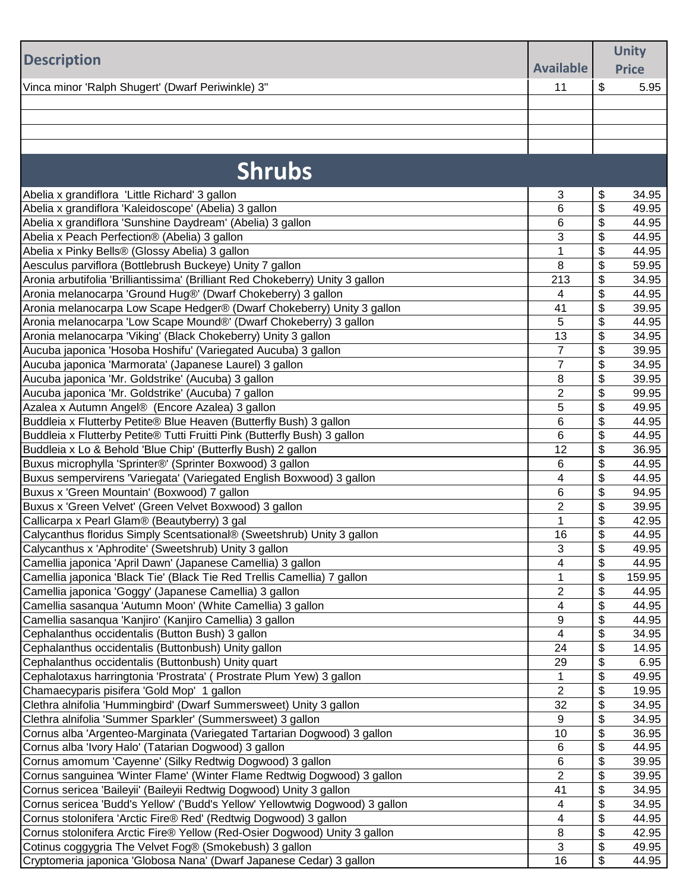| Description | Available | Unity Price |
|---|---|---|
| Vinca minor 'Ralph Shugert' (Dwarf Periwinkle) 3" | 11 | $ 5.95 |
| | | |
| | | |
| | | |
| | | |

## Shrubs

| Description | Available | Unity Price |
|---|---|---|
| Abelia x grandiflora 'Little Richard' 3 gallon | 3 | $ 34.95 |
| Abelia x grandiflora 'Kaleidoscope' (Abelia) 3 gallon | 6 | $ 49.95 |
| Abelia x grandiflora 'Sunshine Daydream' (Abelia) 3 gallon | 6 | $ 44.95 |
| Abelia x Peach Perfection® (Abelia) 3 gallon | 3 | $ 44.95 |
| Abelia x Pinky Bells® (Glossy Abelia) 3 gallon | 1 | $ 44.95 |
| Aesculus parviflora (Bottlebrush Buckeye) Unity 7 gallon | 8 | $ 59.95 |
| Aronia arbutifolia 'Brilliantissima' (Brilliant Red Chokeberry) Unity 3 gallon | 213 | $ 34.95 |
| Aronia melanocarpa 'Ground Hug®' (Dwarf Chokeberry) 3 gallon | 4 | $ 44.95 |
| Aronia melanocarpa Low Scape Hedger® (Dwarf Chokeberry) Unity 3 gallon | 41 | $ 39.95 |
| Aronia melanocarpa 'Low Scape Mound®' (Dwarf Chokeberry) 3 gallon | 5 | $ 44.95 |
| Aronia melanocarpa 'Viking' (Black Chokeberry) Unity 3 gallon | 13 | $ 34.95 |
| Aucuba japonica 'Hosoba Hoshifu' (Variegated Aucuba) 3 gallon | 7 | $ 39.95 |
| Aucuba japonica 'Marmorata' (Japanese Laurel) 3 gallon | 7 | $ 34.95 |
| Aucuba japonica 'Mr. Goldstrike' (Aucuba) 3 gallon | 8 | $ 39.95 |
| Aucuba japonica 'Mr. Goldstrike' (Aucuba) 7 gallon | 2 | $ 99.95 |
| Azalea x Autumn Angel® (Encore Azalea) 3 gallon | 5 | $ 49.95 |
| Buddleia x Flutterby Petite® Blue Heaven (Butterfly Bush) 3 gallon | 6 | $ 44.95 |
| Buddleia x Flutterby Petite® Tutti Fruitti Pink (Butterfly Bush) 3 gallon | 6 | $ 44.95 |
| Buddleia x Lo & Behold 'Blue Chip' (Butterfly Bush) 2 gallon | 12 | $ 36.95 |
| Buxus microphylla 'Sprinter®' (Sprinter Boxwood) 3 gallon | 6 | $ 44.95 |
| Buxus sempervirens 'Variegata' (Variegated English Boxwood) 3 gallon | 4 | $ 44.95 |
| Buxus x 'Green Mountain' (Boxwood) 7 gallon | 6 | $ 94.95 |
| Buxus x 'Green Velvet' (Green Velvet Boxwood) 3 gallon | 2 | $ 39.95 |
| Callicarpa x Pearl Glam® (Beautyberry) 3 gal | 1 | $ 42.95 |
| Calycanthus floridus Simply Scentsational® (Sweetshrub) Unity 3 gallon | 16 | $ 44.95 |
| Calycanthus x 'Aphrodite' (Sweetshrub) Unity 3 gallon | 3 | $ 49.95 |
| Camellia japonica 'April Dawn' (Japanese Camellia) 3 gallon | 4 | $ 44.95 |
| Camellia japonica 'Black Tie' (Black Tie Red Trellis Camellia) 7 gallon | 1 | $ 159.95 |
| Camellia japonica 'Goggy' (Japanese Camellia) 3 gallon | 2 | $ 44.95 |
| Camellia sasanqua 'Autumn Moon' (White Camellia) 3 gallon | 4 | $ 44.95 |
| Camellia sasanqua 'Kanjiro' (Kanjiro Camellia) 3 gallon | 9 | $ 44.95 |
| Cephalanthus occidentalis (Button Bush) 3 gallon | 4 | $ 34.95 |
| Cephalanthus occidentalis (Buttonbush) Unity gallon | 24 | $ 14.95 |
| Cephalanthus occidentalis (Buttonbush) Unity quart | 29 | $ 6.95 |
| Cephalotaxus harringtonia 'Prostrata' ( Prostrate Plum Yew) 3 gallon | 1 | $ 49.95 |
| Chamaecyparis pisifera 'Gold Mop' 1 gallon | 2 | $ 19.95 |
| Clethra alnifolia 'Hummingbird' (Dwarf Summersweet) Unity 3 gallon | 32 | $ 34.95 |
| Clethra alnifolia 'Summer Sparkler' (Summersweet) 3 gallon | 9 | $ 34.95 |
| Cornus alba 'Argenteo-Marginata (Variegated Tartarian Dogwood) 3 gallon | 10 | $ 36.95 |
| Cornus alba 'Ivory Halo' (Tatarian Dogwood) 3 gallon | 6 | $ 44.95 |
| Cornus amomum 'Cayenne' (Silky Redtwig Dogwood) 3 gallon | 6 | $ 39.95 |
| Cornus sanguinea 'Winter Flame' (Winter Flame Redtwig Dogwood) 3 gallon | 2 | $ 39.95 |
| Cornus sericea 'Baileyii' (Baileyii Redtwig Dogwood) Unity 3 gallon | 41 | $ 34.95 |
| Cornus sericea 'Budd's Yellow' ('Budd's Yellow' Yellowtwig Dogwood) 3 gallon | 4 | $ 34.95 |
| Cornus stolonifera 'Arctic Fire® Red' (Redtwig Dogwood) 3 gallon | 4 | $ 44.95 |
| Cornus stolonifera Arctic Fire® Yellow (Red-Osier Dogwood) Unity 3 gallon | 8 | $ 42.95 |
| Cotinus coggygria The Velvet Fog® (Smokebush) 3 gallon | 3 | $ 49.95 |
| Cryptomeria japonica 'Globosa Nana' (Dwarf Japanese Cedar) 3 gallon | 16 | $ 44.95 |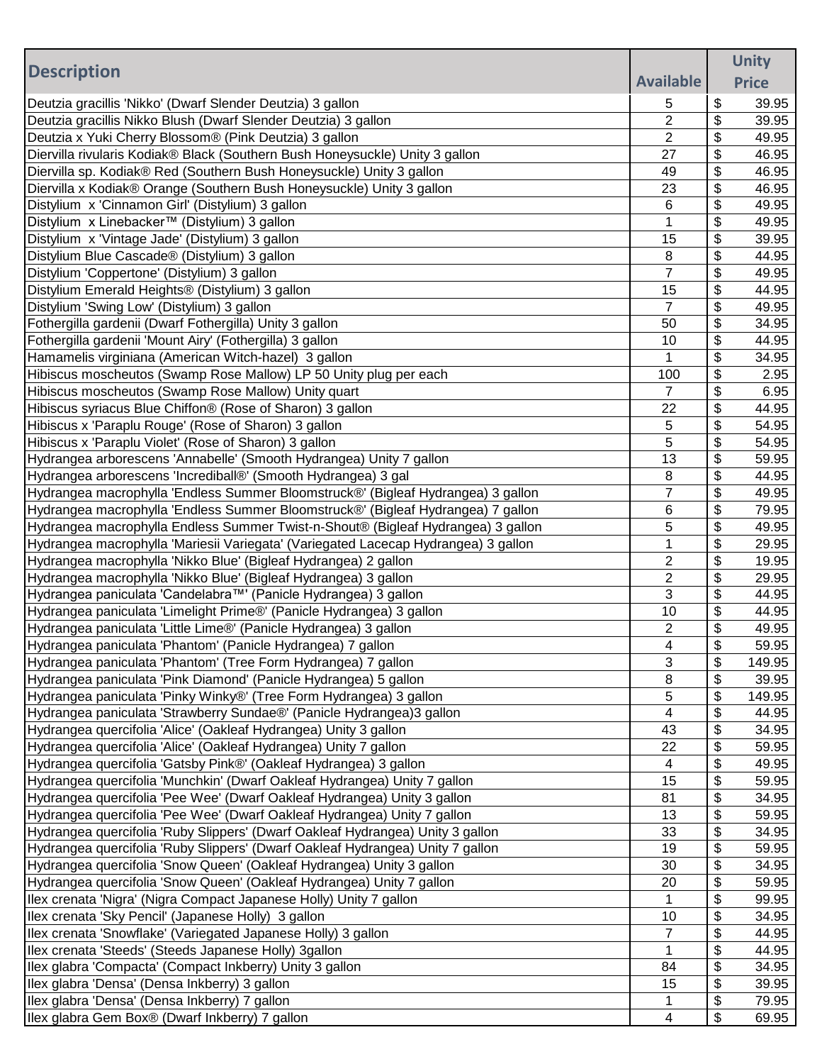| Description | Available | Unity Price |
|---|---|---|
| Deutzia gracillis 'Nikko' (Dwarf Slender Deutzia) 3 gallon | 5 | $ 39.95 |
| Deutzia gracillis Nikko Blush (Dwarf Slender Deutzia) 3 gallon | 2 | $ 39.95 |
| Deutzia x Yuki Cherry Blossom® (Pink Deutzia) 3 gallon | 2 | $ 49.95 |
| Diervilla rivularis Kodiak® Black (Southern Bush Honeysuckle) Unity 3 gallon | 27 | $ 46.95 |
| Diervilla sp. Kodiak® Red (Southern Bush Honeysuckle) Unity 3 gallon | 49 | $ 46.95 |
| Diervilla x Kodiak® Orange (Southern Bush Honeysuckle) Unity 3 gallon | 23 | $ 46.95 |
| Distylium x 'Cinnamon Girl' (Distylium) 3 gallon | 6 | $ 49.95 |
| Distylium x Linebacker™ (Distylium) 3 gallon | 1 | $ 49.95 |
| Distylium x 'Vintage Jade' (Distylium) 3 gallon | 15 | $ 39.95 |
| Distylium Blue Cascade® (Distylium) 3 gallon | 8 | $ 44.95 |
| Distylium 'Coppertone' (Distylium) 3 gallon | 7 | $ 49.95 |
| Distylium Emerald Heights® (Distylium) 3 gallon | 15 | $ 44.95 |
| Distylium 'Swing Low' (Distylium) 3 gallon | 7 | $ 49.95 |
| Fothergilla gardenii (Dwarf Fothergilla) Unity 3 gallon | 50 | $ 34.95 |
| Fothergilla gardenii 'Mount Airy' (Fothergilla) 3 gallon | 10 | $ 44.95 |
| Hamamelis virginiana (American Witch-hazel) 3 gallon | 1 | $ 34.95 |
| Hibiscus moscheutos (Swamp Rose Mallow) LP 50 Unity plug per each | 100 | $ 2.95 |
| Hibiscus moscheutos (Swamp Rose Mallow) Unity quart | 7 | $ 6.95 |
| Hibiscus syriacus Blue Chiffon® (Rose of Sharon) 3 gallon | 22 | $ 44.95 |
| Hibiscus x 'Paraplu Rouge' (Rose of Sharon) 3 gallon | 5 | $ 54.95 |
| Hibiscus x 'Paraplu Violet' (Rose of Sharon) 3 gallon | 5 | $ 54.95 |
| Hydrangea arborescens 'Annabelle' (Smooth Hydrangea) Unity 7 gallon | 13 | $ 59.95 |
| Hydrangea arborescens 'Incrediball®' (Smooth Hydrangea) 3 gal | 8 | $ 44.95 |
| Hydrangea macrophylla 'Endless Summer Bloomstruck®' (Bigleaf Hydrangea) 3 gallon | 7 | $ 49.95 |
| Hydrangea macrophylla 'Endless Summer Bloomstruck®' (Bigleaf Hydrangea) 7 gallon | 6 | $ 79.95 |
| Hydrangea macrophylla Endless Summer Twist-n-Shout® (Bigleaf Hydrangea) 3 gallon | 5 | $ 49.95 |
| Hydrangea macrophylla 'Mariesii Variegata' (Variegated Lacecap Hydrangea) 3 gallon | 1 | $ 29.95 |
| Hydrangea macrophylla 'Nikko Blue' (Bigleaf Hydrangea) 2 gallon | 2 | $ 19.95 |
| Hydrangea macrophylla 'Nikko Blue' (Bigleaf Hydrangea) 3 gallon | 2 | $ 29.95 |
| Hydrangea paniculata 'Candelabra™' (Panicle Hydrangea) 3 gallon | 3 | $ 44.95 |
| Hydrangea paniculata 'Limelight Prime®' (Panicle Hydrangea) 3 gallon | 10 | $ 44.95 |
| Hydrangea paniculata 'Little Lime®' (Panicle Hydrangea) 3 gallon | 2 | $ 49.95 |
| Hydrangea paniculata 'Phantom' (Panicle Hydrangea) 7 gallon | 4 | $ 59.95 |
| Hydrangea paniculata 'Phantom' (Tree Form Hydrangea) 7 gallon | 3 | $ 149.95 |
| Hydrangea paniculata 'Pink Diamond' (Panicle Hydrangea) 5 gallon | 8 | $ 39.95 |
| Hydrangea paniculata 'Pinky Winky®' (Tree Form Hydrangea) 3 gallon | 5 | $ 149.95 |
| Hydrangea paniculata 'Strawberry Sundae®' (Panicle Hydrangea)3 gallon | 4 | $ 44.95 |
| Hydrangea quercifolia 'Alice' (Oakleaf Hydrangea) Unity 3 gallon | 43 | $ 34.95 |
| Hydrangea quercifolia 'Alice' (Oakleaf Hydrangea) Unity 7 gallon | 22 | $ 59.95 |
| Hydrangea quercifolia 'Gatsby Pink®' (Oakleaf Hydrangea) 3 gallon | 4 | $ 49.95 |
| Hydrangea quercifolia 'Munchkin' (Dwarf Oakleaf Hydrangea) Unity 7 gallon | 15 | $ 59.95 |
| Hydrangea quercifolia 'Pee Wee' (Dwarf Oakleaf Hydrangea) Unity 3 gallon | 81 | $ 34.95 |
| Hydrangea quercifolia 'Pee Wee' (Dwarf Oakleaf Hydrangea) Unity 7 gallon | 13 | $ 59.95 |
| Hydrangea quercifolia 'Ruby Slippers' (Dwarf Oakleaf Hydrangea) Unity 3 gallon | 33 | $ 34.95 |
| Hydrangea quercifolia 'Ruby Slippers' (Dwarf Oakleaf Hydrangea) Unity 7 gallon | 19 | $ 59.95 |
| Hydrangea quercifolia 'Snow Queen' (Oakleaf Hydrangea) Unity 3 gallon | 30 | $ 34.95 |
| Hydrangea quercifolia 'Snow Queen' (Oakleaf Hydrangea) Unity 7 gallon | 20 | $ 59.95 |
| Ilex crenata 'Nigra' (Nigra Compact Japanese Holly) Unity 7 gallon | 1 | $ 99.95 |
| Ilex crenata 'Sky Pencil' (Japanese Holly) 3 gallon | 10 | $ 34.95 |
| Ilex crenata 'Snowflake' (Variegated Japanese Holly) 3 gallon | 7 | $ 44.95 |
| Ilex crenata 'Steeds' (Steeds Japanese Holly) 3gallon | 1 | $ 44.95 |
| Ilex glabra 'Compacta' (Compact Inkberry) Unity 3 gallon | 84 | $ 34.95 |
| Ilex glabra 'Densa' (Densa Inkberry) 3 gallon | 15 | $ 39.95 |
| Ilex glabra 'Densa' (Densa Inkberry) 7 gallon | 1 | $ 79.95 |
| Ilex glabra Gem Box® (Dwarf Inkberry) 7 gallon | 4 | $ 69.95 |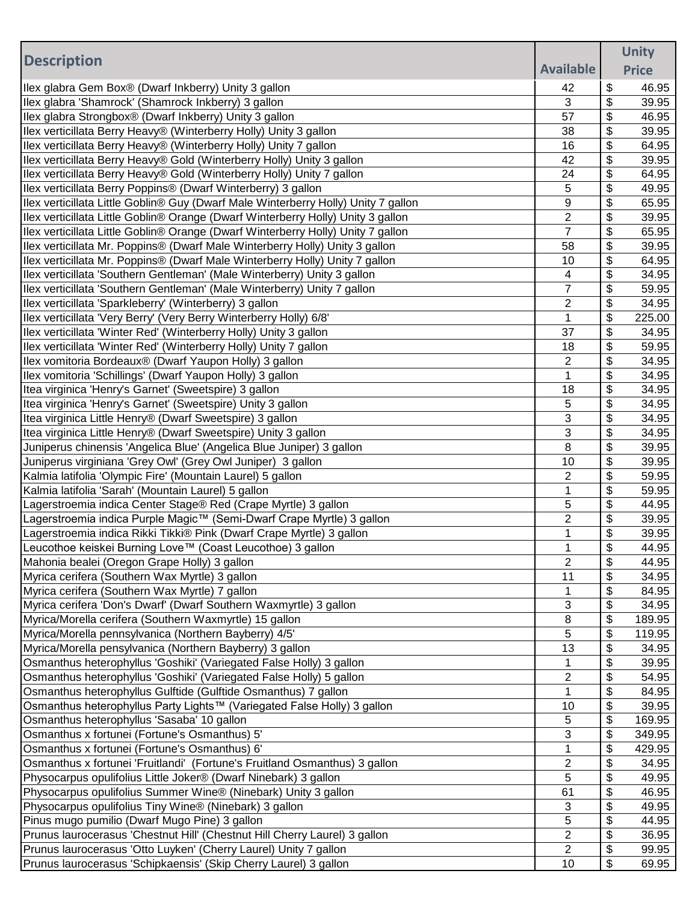| Description | Available | Unity Price |
|---|---|---|
| Ilex glabra Gem Box® (Dwarf Inkberry) Unity 3 gallon | 42 | $ 46.95 |
| Ilex glabra 'Shamrock' (Shamrock Inkberry) 3 gallon | 3 | $ 39.95 |
| Ilex glabra Strongbox® (Dwarf Inkberry) Unity 3 gallon | 57 | $ 46.95 |
| Ilex verticillata Berry Heavy® (Winterberry Holly) Unity 3 gallon | 38 | $ 39.95 |
| Ilex verticillata Berry Heavy® (Winterberry Holly) Unity 7 gallon | 16 | $ 64.95 |
| Ilex verticillata Berry Heavy® Gold (Winterberry Holly) Unity 3 gallon | 42 | $ 39.95 |
| Ilex verticillata Berry Heavy® Gold (Winterberry Holly) Unity 7 gallon | 24 | $ 64.95 |
| Ilex verticillata Berry Poppins® (Dwarf Winterberry) 3 gallon | 5 | $ 49.95 |
| Ilex verticillata Little Goblin® Guy (Dwarf Male Winterberry Holly) Unity 7 gallon | 9 | $ 65.95 |
| Ilex verticillata Little Goblin® Orange (Dwarf Winterberry Holly) Unity 3 gallon | 2 | $ 39.95 |
| Ilex verticillata Little Goblin® Orange (Dwarf Winterberry Holly) Unity 7 gallon | 7 | $ 65.95 |
| Ilex verticillata Mr. Poppins® (Dwarf Male Winterberry Holly) Unity 3 gallon | 58 | $ 39.95 |
| Ilex verticillata Mr. Poppins® (Dwarf Male Winterberry Holly) Unity 7 gallon | 10 | $ 64.95 |
| Ilex verticillata 'Southern Gentleman' (Male Winterberry) Unity 3 gallon | 4 | $ 34.95 |
| Ilex verticillata 'Southern Gentleman' (Male Winterberry) Unity 7 gallon | 7 | $ 59.95 |
| Ilex verticillata 'Sparkleberry' (Winterberry) 3 gallon | 2 | $ 34.95 |
| Ilex verticillata 'Very Berry' (Very Berry Winterberry Holly) 6/8' | 1 | $ 225.00 |
| Ilex verticillata 'Winter Red' (Winterberry Holly) Unity 3 gallon | 37 | $ 34.95 |
| Ilex verticillata 'Winter Red' (Winterberry Holly) Unity 7 gallon | 18 | $ 59.95 |
| Ilex vomitoria Bordeaux® (Dwarf Yaupon Holly) 3 gallon | 2 | $ 34.95 |
| Ilex vomitoria 'Schillings' (Dwarf Yaupon Holly) 3 gallon | 1 | $ 34.95 |
| Itea virginica 'Henry's Garnet' (Sweetspire) 3 gallon | 18 | $ 34.95 |
| Itea virginica 'Henry's Garnet' (Sweetspire) Unity 3 gallon | 5 | $ 34.95 |
| Itea virginica Little Henry® (Dwarf Sweetspire) 3 gallon | 3 | $ 34.95 |
| Itea virginica Little Henry® (Dwarf Sweetspire) Unity 3 gallon | 3 | $ 34.95 |
| Juniperus chinensis 'Angelica Blue' (Angelica Blue Juniper) 3 gallon | 8 | $ 39.95 |
| Juniperus virginiana 'Grey Owl' (Grey Owl Juniper) 3 gallon | 10 | $ 39.95 |
| Kalmia latifolia 'Olympic Fire' (Mountain Laurel) 5 gallon | 2 | $ 59.95 |
| Kalmia latifolia 'Sarah' (Mountain Laurel) 5 gallon | 1 | $ 59.95 |
| Lagerstroemia indica Center Stage® Red (Crape Myrtle) 3 gallon | 5 | $ 44.95 |
| Lagerstroemia indica Purple Magic™ (Semi-Dwarf Crape Myrtle) 3 gallon | 2 | $ 39.95 |
| Lagerstroemia indica Rikki Tikki® Pink (Dwarf Crape Myrtle) 3 gallon | 1 | $ 39.95 |
| Leucothoe keiskei Burning Love™ (Coast Leucothoe) 3 gallon | 1 | $ 44.95 |
| Mahonia bealei (Oregon Grape Holly) 3 gallon | 2 | $ 44.95 |
| Myrica cerifera (Southern Wax Myrtle) 3 gallon | 11 | $ 34.95 |
| Myrica cerifera (Southern Wax Myrtle) 7 gallon | 1 | $ 84.95 |
| Myrica cerifera 'Don's Dwarf' (Dwarf Southern Waxmyrtle) 3 gallon | 3 | $ 34.95 |
| Myrica/Morella cerifera (Southern Waxmyrtle) 15 gallon | 8 | $ 189.95 |
| Myrica/Morella pennsylvanica (Northern Bayberry) 4/5' | 5 | $ 119.95 |
| Myrica/Morella pensylvanica (Northern Bayberry) 3 gallon | 13 | $ 34.95 |
| Osmanthus heterophyllus 'Goshiki' (Variegated False Holly) 3 gallon | 1 | $ 39.95 |
| Osmanthus heterophyllus 'Goshiki' (Variegated False Holly) 5 gallon | 2 | $ 54.95 |
| Osmanthus heterophyllus Gulftide (Gulftide Osmanthus) 7 gallon | 1 | $ 84.95 |
| Osmanthus heterophyllus Party Lights™ (Variegated False Holly) 3 gallon | 10 | $ 39.95 |
| Osmanthus heterophyllus 'Sasaba' 10 gallon | 5 | $ 169.95 |
| Osmanthus x fortunei (Fortune's Osmanthus) 5' | 3 | $ 349.95 |
| Osmanthus x fortunei (Fortune's Osmanthus) 6' | 1 | $ 429.95 |
| Osmanthus x fortunei 'Fruitlandi' (Fortune's Fruitland Osmanthus) 3 gallon | 2 | $ 34.95 |
| Physocarpus opulifolius Little Joker® (Dwarf Ninebark) 3 gallon | 5 | $ 49.95 |
| Physocarpus opulifolius Summer Wine® (Ninebark) Unity 3 gallon | 61 | $ 46.95 |
| Physocarpus opulifolius Tiny Wine® (Ninebark) 3 gallon | 3 | $ 49.95 |
| Pinus mugo pumilio (Dwarf Mugo Pine) 3 gallon | 5 | $ 44.95 |
| Prunus laurocerasus 'Chestnut Hill' (Chestnut Hill Cherry Laurel) 3 gallon | 2 | $ 36.95 |
| Prunus laurocerasus 'Otto Luyken' (Cherry Laurel) Unity 7 gallon | 2 | $ 99.95 |
| Prunus laurocerasus 'Schipkaensis' (Skip Cherry Laurel) 3 gallon | 10 | $ 69.95 |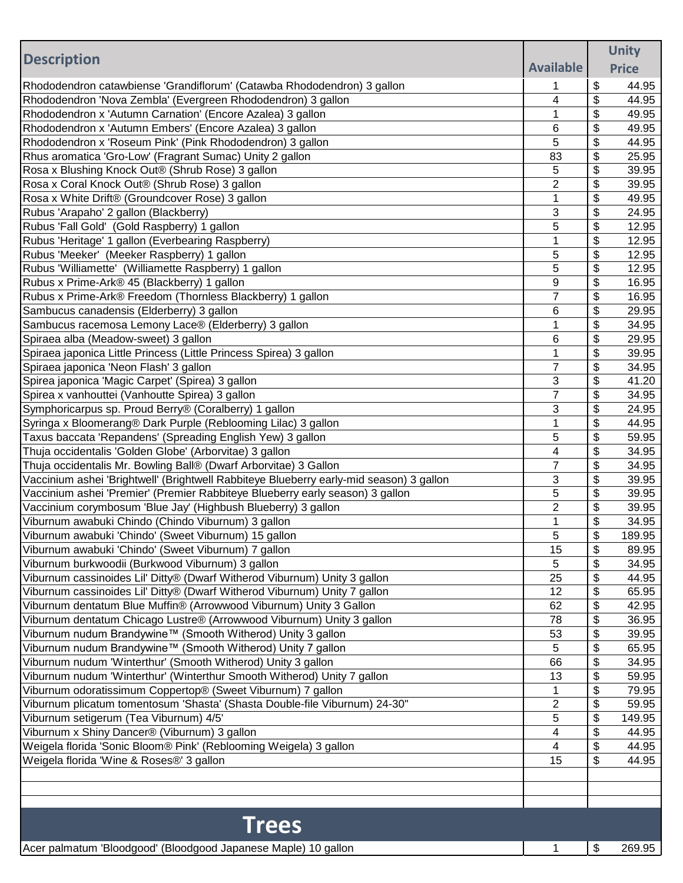| Description | Available | Unity Price |
| --- | --- | --- |
| Rhododendron catawbiense 'Grandiflorum' (Catawba Rhododendron) 3 gallon | 1 | $ 44.95 |
| Rhododendron 'Nova Zembla' (Evergreen Rhododendron) 3 gallon | 4 | $ 44.95 |
| Rhododendron x 'Autumn Carnation' (Encore Azalea) 3 gallon | 1 | $ 49.95 |
| Rhododendron x 'Autumn Embers' (Encore Azalea) 3 gallon | 6 | $ 49.95 |
| Rhododendron x 'Roseum Pink' (Pink Rhododendron) 3 gallon | 5 | $ 44.95 |
| Rhus aromatica 'Gro-Low' (Fragrant Sumac) Unity 2 gallon | 83 | $ 25.95 |
| Rosa x Blushing Knock Out® (Shrub Rose) 3 gallon | 5 | $ 39.95 |
| Rosa x Coral Knock Out® (Shrub Rose) 3 gallon | 2 | $ 39.95 |
| Rosa x White Drift® (Groundcover Rose) 3 gallon | 1 | $ 49.95 |
| Rubus 'Arapaho' 2 gallon (Blackberry) | 3 | $ 24.95 |
| Rubus 'Fall Gold' (Gold Raspberry) 1 gallon | 5 | $ 12.95 |
| Rubus 'Heritage' 1 gallon (Everbearing Raspberry) | 1 | $ 12.95 |
| Rubus 'Meeker' (Meeker Raspberry) 1 gallon | 5 | $ 12.95 |
| Rubus 'Williamette' (Williamette Raspberry) 1 gallon | 5 | $ 12.95 |
| Rubus x Prime-Ark® 45 (Blackberry) 1 gallon | 9 | $ 16.95 |
| Rubus x Prime-Ark® Freedom (Thornless Blackberry) 1 gallon | 7 | $ 16.95 |
| Sambucus canadensis (Elderberry) 3 gallon | 6 | $ 29.95 |
| Sambucus racemosa Lemony Lace® (Elderberry) 3 gallon | 1 | $ 34.95 |
| Spiraea alba (Meadow-sweet) 3 gallon | 6 | $ 29.95 |
| Spiraea japonica Little Princess (Little Princess Spirea) 3 gallon | 1 | $ 39.95 |
| Spiraea japonica 'Neon Flash' 3 gallon | 7 | $ 34.95 |
| Spirea japonica 'Magic Carpet' (Spirea) 3 gallon | 3 | $ 41.20 |
| Spirea x vanhouttei (Vanhoutte Spirea) 3 gallon | 7 | $ 34.95 |
| Symphoricarpus sp. Proud Berry® (Coralberry) 1 gallon | 3 | $ 24.95 |
| Syringa x Bloomerang® Dark Purple (Reblooming Lilac) 3 gallon | 1 | $ 44.95 |
| Taxus baccata 'Repandens' (Spreading English Yew) 3 gallon | 5 | $ 59.95 |
| Thuja occidentalis 'Golden Globe' (Arborvitae) 3 gallon | 4 | $ 34.95 |
| Thuja occidentalis Mr. Bowling Ball® (Dwarf Arborvitae) 3 Gallon | 7 | $ 34.95 |
| Vaccinium ashei 'Brightwell' (Brightwell Rabbiteye Blueberry early-mid season) 3 gallon | 3 | $ 39.95 |
| Vaccinium ashei 'Premier' (Premier Rabbiteye Blueberry early season) 3 gallon | 5 | $ 39.95 |
| Vaccinium corymbosum 'Blue Jay' (Highbush Blueberry) 3 gallon | 2 | $ 39.95 |
| Viburnum awabuki Chindo (Chindo Viburnum) 3 gallon | 1 | $ 34.95 |
| Viburnum awabuki 'Chindo' (Sweet Viburnum) 15 gallon | 5 | $ 189.95 |
| Viburnum awabuki 'Chindo' (Sweet Viburnum) 7 gallon | 15 | $ 89.95 |
| Viburnum burkwoodii (Burkwood Viburnum) 3 gallon | 5 | $ 34.95 |
| Viburnum cassinoides Lil' Ditty® (Dwarf Witherod Viburnum) Unity 3 gallon | 25 | $ 44.95 |
| Viburnum cassinoides Lil' Ditty® (Dwarf Witherod Viburnum) Unity 7 gallon | 12 | $ 65.95 |
| Viburnum dentatum Blue Muffin® (Arrowwood Viburnum) Unity 3 Gallon | 62 | $ 42.95 |
| Viburnum dentatum Chicago Lustre® (Arrowwood Viburnum) Unity 3 gallon | 78 | $ 36.95 |
| Viburnum nudum Brandywine™ (Smooth Witherod) Unity 3 gallon | 53 | $ 39.95 |
| Viburnum nudum Brandywine™ (Smooth Witherod) Unity 7 gallon | 5 | $ 65.95 |
| Viburnum nudum 'Winterthur' (Smooth Witherod) Unity 3 gallon | 66 | $ 34.95 |
| Viburnum nudum 'Winterthur' (Winterthur Smooth Witherod) Unity 7 gallon | 13 | $ 59.95 |
| Viburnum odoratissimum Coppertop® (Sweet Viburnum) 7 gallon | 1 | $ 79.95 |
| Viburnum plicatum tomentosum 'Shasta' (Shasta Double-file Viburnum) 24-30" | 2 | $ 59.95 |
| Viburnum setigerum (Tea Viburnum) 4/5' | 5 | $ 149.95 |
| Viburnum x Shiny Dancer® (Viburnum) 3 gallon | 4 | $ 44.95 |
| Weigela florida 'Sonic Bloom® Pink' (Reblooming Weigela) 3 gallon | 4 | $ 44.95 |
| Weigela florida 'Wine & Roses®' 3 gallon | 15 | $ 44.95 |
| | | |
| | | |
| | | |
| **Trees** | | |
| Acer palmatum 'Bloodgood' (Bloodgood Japanese Maple) 10 gallon | 1 | $ 269.95 |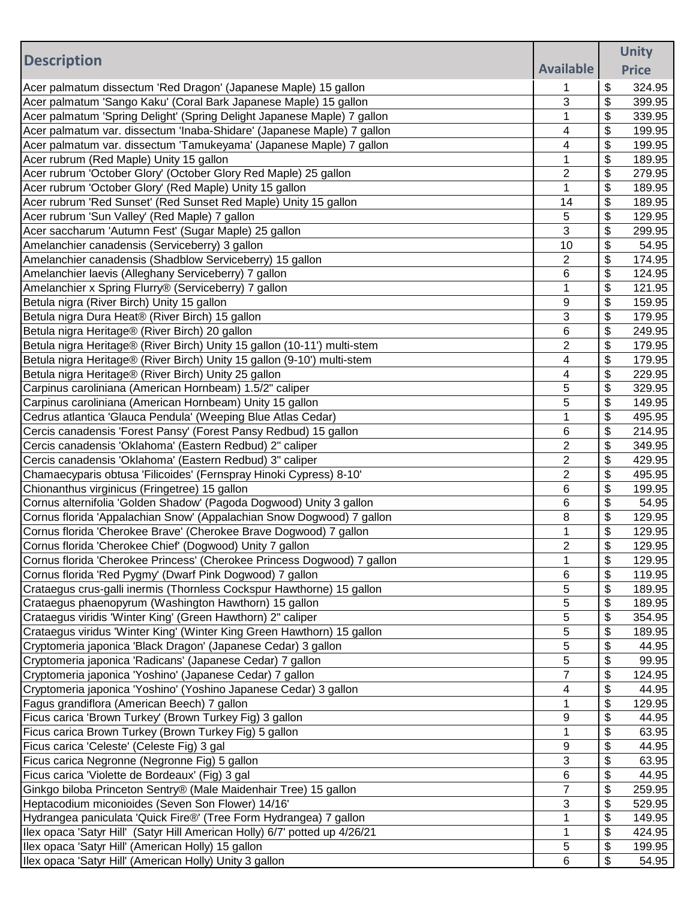| Description | Available | Unity Price |
|---|---|---|
| Acer palmatum dissectum 'Red Dragon' (Japanese Maple) 15 gallon | 1 | $ 324.95 |
| Acer palmatum 'Sango Kaku' (Coral Bark Japanese Maple) 15 gallon | 3 | $ 399.95 |
| Acer palmatum 'Spring Delight' (Spring Delight Japanese Maple) 7 gallon | 1 | $ 339.95 |
| Acer palmatum var. dissectum 'Inaba-Shidare' (Japanese Maple) 7 gallon | 4 | $ 199.95 |
| Acer palmatum var. dissectum 'Tamukeyama' (Japanese Maple) 7 gallon | 4 | $ 199.95 |
| Acer rubrum (Red Maple) Unity 15 gallon | 1 | $ 189.95 |
| Acer rubrum 'October Glory' (October Glory Red Maple) 25 gallon | 2 | $ 279.95 |
| Acer rubrum 'October Glory' (Red Maple) Unity 15 gallon | 1 | $ 189.95 |
| Acer rubrum 'Red Sunset' (Red Sunset Red Maple) Unity 15 gallon | 14 | $ 189.95 |
| Acer rubrum 'Sun Valley' (Red Maple) 7 gallon | 5 | $ 129.95 |
| Acer saccharum 'Autumn Fest' (Sugar Maple) 25 gallon | 3 | $ 299.95 |
| Amelanchier canadensis (Serviceberry) 3 gallon | 10 | $ 54.95 |
| Amelanchier canadensis (Shadblow Serviceberry) 15 gallon | 2 | $ 174.95 |
| Amelanchier laevis (Alleghany Serviceberry) 7 gallon | 6 | $ 124.95 |
| Amelanchier x Spring Flurry® (Serviceberry) 7 gallon | 1 | $ 121.95 |
| Betula nigra (River Birch) Unity 15 gallon | 9 | $ 159.95 |
| Betula nigra Dura Heat® (River Birch) 15 gallon | 3 | $ 179.95 |
| Betula nigra Heritage® (River Birch) 20 gallon | 6 | $ 249.95 |
| Betula nigra Heritage® (River Birch) Unity 15 gallon (10-11') multi-stem | 2 | $ 179.95 |
| Betula nigra Heritage® (River Birch) Unity 15 gallon (9-10') multi-stem | 4 | $ 179.95 |
| Betula nigra Heritage® (River Birch) Unity 25 gallon | 4 | $ 229.95 |
| Carpinus caroliniana (American Hornbeam) 1.5/2" caliper | 5 | $ 329.95 |
| Carpinus caroliniana (American Hornbeam) Unity 15 gallon | 5 | $ 149.95 |
| Cedrus atlantica 'Glauca Pendula' (Weeping Blue Atlas Cedar) | 1 | $ 495.95 |
| Cercis canadensis 'Forest Pansy' (Forest Pansy Redbud) 15 gallon | 6 | $ 214.95 |
| Cercis canadensis 'Oklahoma' (Eastern Redbud) 2" caliper | 2 | $ 349.95 |
| Cercis canadensis 'Oklahoma' (Eastern Redbud) 3" caliper | 2 | $ 429.95 |
| Chamaecyparis obtusa 'Filicoides' (Fernspray Hinoki Cypress) 8-10' | 2 | $ 495.95 |
| Chionanthus virginicus (Fringetree) 15 gallon | 6 | $ 199.95 |
| Cornus alternifolia 'Golden Shadow' (Pagoda Dogwood) Unity 3 gallon | 6 | $ 54.95 |
| Cornus florida 'Appalachian Snow' (Appalachian Snow Dogwood) 7 gallon | 8 | $ 129.95 |
| Cornus florida 'Cherokee Brave' (Cherokee Brave Dogwood) 7 gallon | 1 | $ 129.95 |
| Cornus florida 'Cherokee Chief' (Dogwood) Unity 7 gallon | 2 | $ 129.95 |
| Cornus florida 'Cherokee Princess' (Cherokee Princess Dogwood) 7 gallon | 1 | $ 129.95 |
| Cornus florida 'Red Pygmy' (Dwarf Pink Dogwood) 7 gallon | 6 | $ 119.95 |
| Crataegus crus-galli inermis (Thornless Cockspur Hawthorne) 15 gallon | 5 | $ 189.95 |
| Crataegus phaenopyrum (Washington Hawthorn) 15 gallon | 5 | $ 189.95 |
| Crataegus viridis 'Winter King' (Green Hawthorn) 2" caliper | 5 | $ 354.95 |
| Crataegus viridus 'Winter King' (Winter King Green Hawthorn) 15 gallon | 5 | $ 189.95 |
| Cryptomeria japonica 'Black Dragon' (Japanese Cedar) 3 gallon | 5 | $ 44.95 |
| Cryptomeria japonica 'Radicans' (Japanese Cedar) 7 gallon | 5 | $ 99.95 |
| Cryptomeria japonica 'Yoshino' (Japanese Cedar) 7 gallon | 7 | $ 124.95 |
| Cryptomeria japonica 'Yoshino' (Yoshino Japanese Cedar) 3 gallon | 4 | $ 44.95 |
| Fagus grandiflora (American Beech) 7 gallon | 1 | $ 129.95 |
| Ficus carica 'Brown Turkey' (Brown Turkey Fig) 3 gallon | 9 | $ 44.95 |
| Ficus carica Brown Turkey (Brown Turkey Fig) 5 gallon | 1 | $ 63.95 |
| Ficus carica 'Celeste' (Celeste Fig) 3 gal | 9 | $ 44.95 |
| Ficus carica Negronne (Negronne Fig) 5 gallon | 3 | $ 63.95 |
| Ficus carica 'Violette de Bordeaux' (Fig) 3 gal | 6 | $ 44.95 |
| Ginkgo biloba Princeton Sentry® (Male Maidenhair Tree) 15 gallon | 7 | $ 259.95 |
| Heptacodium miconioides (Seven Son Flower) 14/16' | 3 | $ 529.95 |
| Hydrangea paniculata 'Quick Fire®' (Tree Form Hydrangea) 7 gallon | 1 | $ 149.95 |
| Ilex opaca 'Satyr Hill' (Satyr Hill American Holly) 6/7' potted up 4/26/21 | 1 | $ 424.95 |
| Ilex opaca 'Satyr Hill' (American Holly) 15 gallon | 5 | $ 199.95 |
| Ilex opaca 'Satyr Hill' (American Holly) Unity 3 gallon | 6 | $ 54.95 |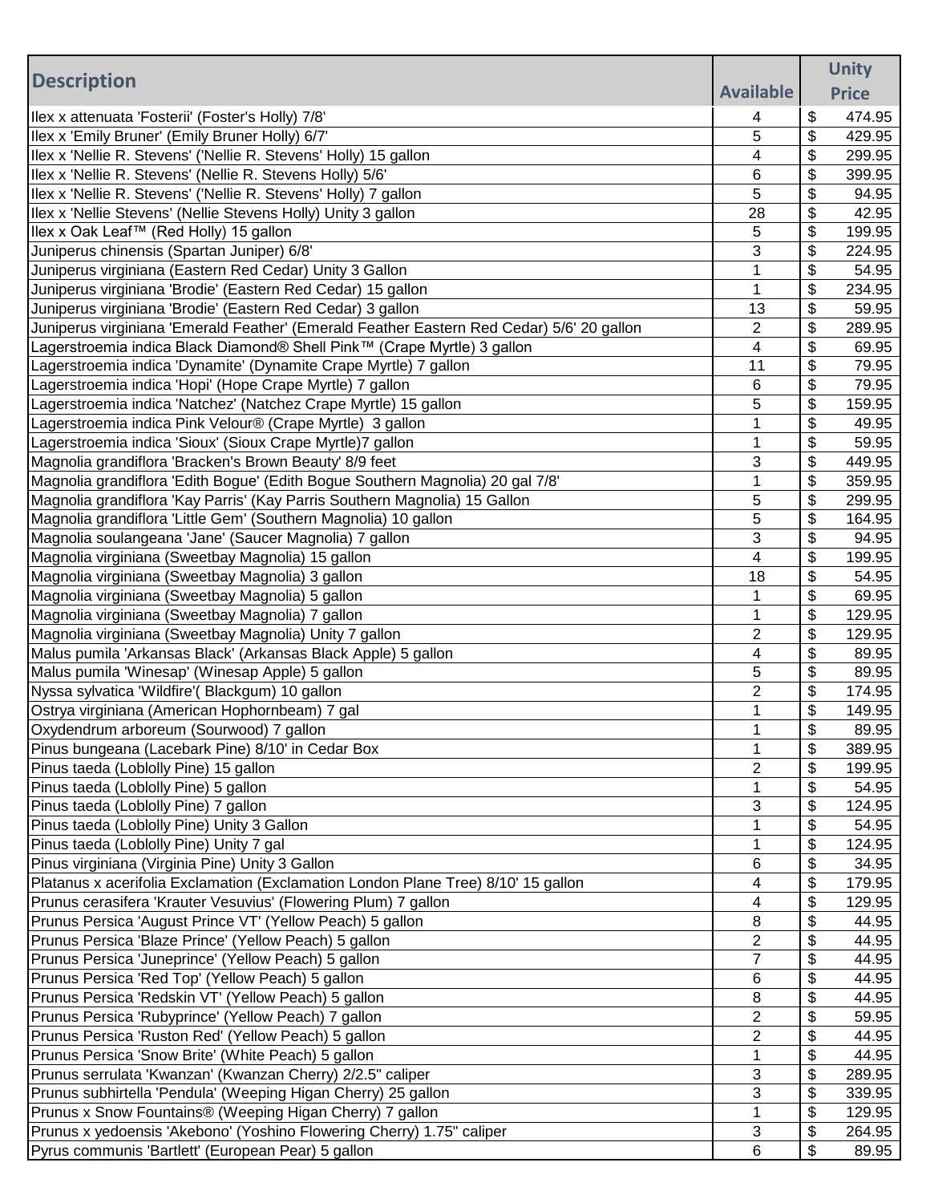| Description | Available | Unity Price |
| --- | --- | --- |
| Ilex x attenuata 'Fosterii' (Foster's Holly) 7/8' | 4 | $ 474.95 |
| Ilex x 'Emily Bruner' (Emily Bruner Holly) 6/7' | 5 | $ 429.95 |
| Ilex x 'Nellie R. Stevens' ('Nellie R. Stevens' Holly) 15 gallon | 4 | $ 299.95 |
| Ilex x 'Nellie R. Stevens' (Nellie R. Stevens Holly) 5/6' | 6 | $ 399.95 |
| Ilex x 'Nellie R. Stevens' ('Nellie R. Stevens' Holly) 7 gallon | 5 | $ 94.95 |
| Ilex x 'Nellie Stevens' (Nellie Stevens Holly) Unity 3 gallon | 28 | $ 42.95 |
| Ilex x Oak Leaf™ (Red Holly) 15 gallon | 5 | $ 199.95 |
| Juniperus chinensis (Spartan Juniper) 6/8' | 3 | $ 224.95 |
| Juniperus virginiana (Eastern Red Cedar) Unity 3 Gallon | 1 | $ 54.95 |
| Juniperus virginiana 'Brodie' (Eastern Red Cedar) 15 gallon | 1 | $ 234.95 |
| Juniperus virginiana 'Brodie' (Eastern Red Cedar) 3 gallon | 13 | $ 59.95 |
| Juniperus virginiana 'Emerald Feather' (Emerald Feather Eastern Red Cedar) 5/6' 20 gallon | 2 | $ 289.95 |
| Lagerstroemia indica Black Diamond® Shell Pink™ (Crape Myrtle) 3 gallon | 4 | $ 69.95 |
| Lagerstroemia indica 'Dynamite' (Dynamite Crape Myrtle) 7 gallon | 11 | $ 79.95 |
| Lagerstroemia indica 'Hopi' (Hope Crape Myrtle) 7 gallon | 6 | $ 79.95 |
| Lagerstroemia indica 'Natchez' (Natchez Crape Myrtle) 15 gallon | 5 | $ 159.95 |
| Lagerstroemia indica Pink Velour® (Crape Myrtle) 3 gallon | 1 | $ 49.95 |
| Lagerstroemia indica 'Sioux' (Sioux Crape Myrtle)7 gallon | 1 | $ 59.95 |
| Magnolia grandiflora 'Bracken's Brown Beauty' 8/9 feet | 3 | $ 449.95 |
| Magnolia grandiflora 'Edith Bogue' (Edith Bogue Southern Magnolia) 20 gal 7/8' | 1 | $ 359.95 |
| Magnolia grandiflora 'Kay Parris' (Kay Parris Southern Magnolia) 15 Gallon | 5 | $ 299.95 |
| Magnolia grandiflora 'Little Gem' (Southern Magnolia) 10 gallon | 5 | $ 164.95 |
| Magnolia soulangeana 'Jane' (Saucer Magnolia) 7 gallon | 3 | $ 94.95 |
| Magnolia virginiana (Sweetbay Magnolia) 15 gallon | 4 | $ 199.95 |
| Magnolia virginiana (Sweetbay Magnolia) 3 gallon | 18 | $ 54.95 |
| Magnolia virginiana (Sweetbay Magnolia) 5 gallon | 1 | $ 69.95 |
| Magnolia virginiana (Sweetbay Magnolia) 7 gallon | 1 | $ 129.95 |
| Magnolia virginiana (Sweetbay Magnolia) Unity 7 gallon | 2 | $ 129.95 |
| Malus pumila 'Arkansas Black' (Arkansas Black Apple) 5 gallon | 4 | $ 89.95 |
| Malus pumila 'Winesap' (Winesap Apple) 5 gallon | 5 | $ 89.95 |
| Nyssa sylvatica 'Wildfire'( Blackgum) 10 gallon | 2 | $ 174.95 |
| Ostrya virginiana (American Hophornbeam) 7 gal | 1 | $ 149.95 |
| Oxydendrum arboreum (Sourwood) 7 gallon | 1 | $ 89.95 |
| Pinus bungeana (Lacebark Pine) 8/10' in Cedar Box | 1 | $ 389.95 |
| Pinus taeda (Loblolly Pine) 15 gallon | 2 | $ 199.95 |
| Pinus taeda (Loblolly Pine) 5 gallon | 1 | $ 54.95 |
| Pinus taeda (Loblolly Pine) 7 gallon | 3 | $ 124.95 |
| Pinus taeda (Loblolly Pine) Unity 3 Gallon | 1 | $ 54.95 |
| Pinus taeda (Loblolly Pine) Unity 7 gal | 1 | $ 124.95 |
| Pinus virginiana (Virginia Pine) Unity 3 Gallon | 6 | $ 34.95 |
| Platanus x acerifolia Exclamation (Exclamation London Plane Tree) 8/10' 15 gallon | 4 | $ 179.95 |
| Prunus cerasifera 'Krauter Vesuvius' (Flowering Plum) 7 gallon | 4 | $ 129.95 |
| Prunus Persica 'August Prince VT' (Yellow Peach) 5 gallon | 8 | $ 44.95 |
| Prunus Persica 'Blaze Prince' (Yellow Peach) 5 gallon | 2 | $ 44.95 |
| Prunus Persica 'Juneprince' (Yellow Peach) 5 gallon | 7 | $ 44.95 |
| Prunus Persica 'Red Top' (Yellow Peach) 5 gallon | 6 | $ 44.95 |
| Prunus Persica 'Redskin VT' (Yellow Peach) 5 gallon | 8 | $ 44.95 |
| Prunus Persica 'Rubyprince' (Yellow Peach) 7 gallon | 2 | $ 59.95 |
| Prunus Persica 'Ruston Red' (Yellow Peach) 5 gallon | 2 | $ 44.95 |
| Prunus Persica 'Snow Brite' (White Peach) 5 gallon | 1 | $ 44.95 |
| Prunus serrulata 'Kwanzan' (Kwanzan Cherry) 2/2.5" caliper | 3 | $ 289.95 |
| Prunus subhirtella 'Pendula' (Weeping Higan Cherry) 25 gallon | 3 | $ 339.95 |
| Prunus x Snow Fountains® (Weeping Higan Cherry) 7 gallon | 1 | $ 129.95 |
| Prunus x yedoensis 'Akebono' (Yoshino Flowering Cherry) 1.75" caliper | 3 | $ 264.95 |
| Pyrus communis 'Bartlett' (European Pear) 5 gallon | 6 | $ 89.95 |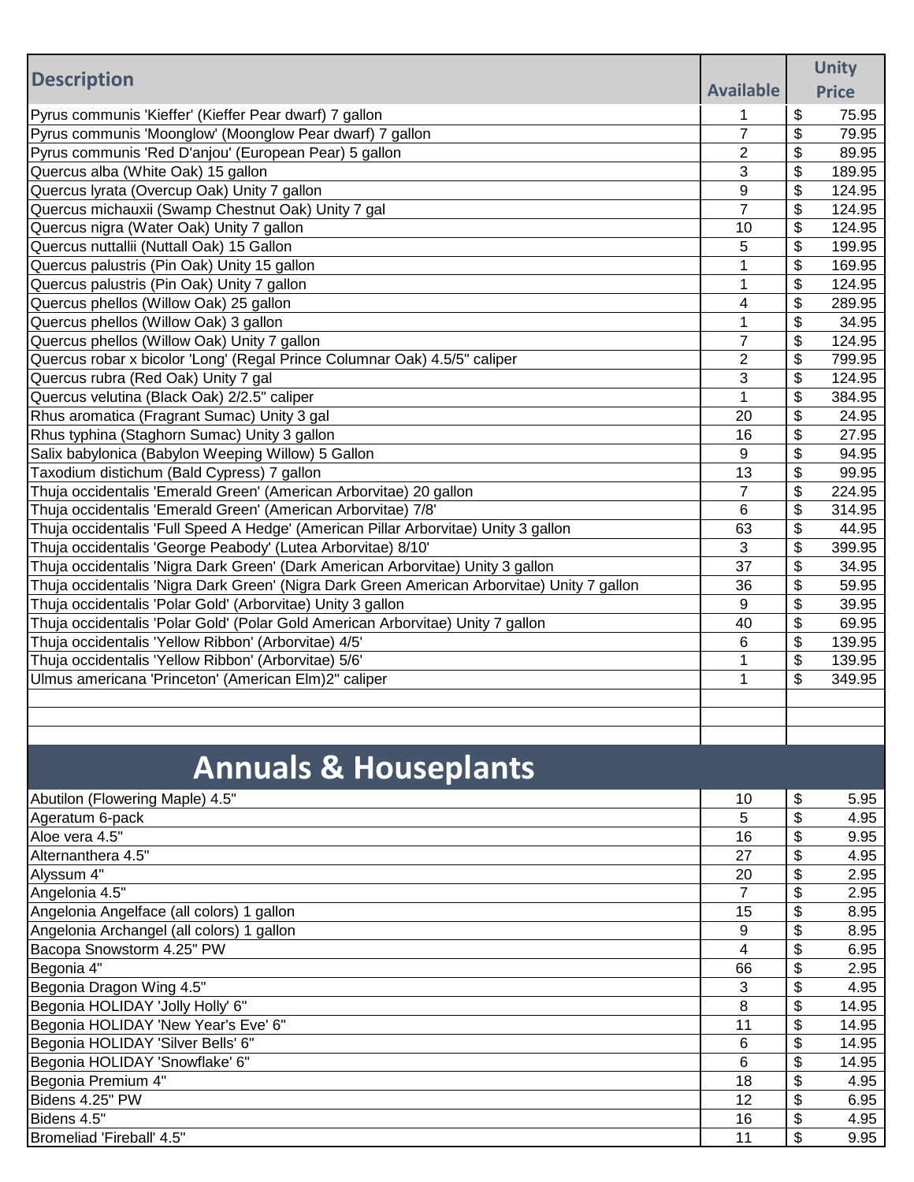| Description | Available | Unity Price |
|---|---|---|
| Pyrus communis 'Kieffer' (Kieffer Pear dwarf) 7 gallon | 1 | $ 75.95 |
| Pyrus communis 'Moonglow' (Moonglow Pear dwarf) 7 gallon | 7 | $ 79.95 |
| Pyrus communis 'Red D'anjou' (European Pear) 5 gallon | 2 | $ 89.95 |
| Quercus alba (White Oak) 15 gallon | 3 | $ 189.95 |
| Quercus lyrata (Overcup Oak) Unity 7 gallon | 9 | $ 124.95 |
| Quercus michauxii (Swamp Chestnut Oak) Unity 7 gal | 7 | $ 124.95 |
| Quercus nigra (Water Oak) Unity 7 gallon | 10 | $ 124.95 |
| Quercus nuttallii (Nuttall Oak) 15 Gallon | 5 | $ 199.95 |
| Quercus palustris (Pin Oak) Unity 15 gallon | 1 | $ 169.95 |
| Quercus palustris (Pin Oak) Unity 7 gallon | 1 | $ 124.95 |
| Quercus phellos (Willow Oak) 25 gallon | 4 | $ 289.95 |
| Quercus phellos (Willow Oak) 3 gallon | 1 | $ 34.95 |
| Quercus phellos (Willow Oak) Unity 7 gallon | 7 | $ 124.95 |
| Quercus robar x bicolor 'Long' (Regal Prince Columnar Oak) 4.5/5" caliper | 2 | $ 799.95 |
| Quercus rubra (Red Oak) Unity 7 gal | 3 | $ 124.95 |
| Quercus velutina (Black Oak) 2/2.5" caliper | 1 | $ 384.95 |
| Rhus aromatica (Fragrant Sumac) Unity 3 gal | 20 | $ 24.95 |
| Rhus typhina (Staghorn Sumac) Unity 3 gallon | 16 | $ 27.95 |
| Salix babylonica (Babylon Weeping Willow) 5 Gallon | 9 | $ 94.95 |
| Taxodium distichum (Bald Cypress) 7 gallon | 13 | $ 99.95 |
| Thuja occidentalis 'Emerald Green' (American Arborvitae) 20 gallon | 7 | $ 224.95 |
| Thuja occidentalis 'Emerald Green' (American Arborvitae) 7/8' | 6 | $ 314.95 |
| Thuja occidentalis 'Full Speed A Hedge' (American Pillar Arborvitae) Unity 3 gallon | 63 | $ 44.95 |
| Thuja occidentalis 'George Peabody' (Lutea Arborvitae) 8/10' | 3 | $ 399.95 |
| Thuja occidentalis 'Nigra Dark Green' (Dark American Arborvitae) Unity 3 gallon | 37 | $ 34.95 |
| Thuja occidentalis 'Nigra Dark Green' (Nigra Dark Green American Arborvitae) Unity 7 gallon | 36 | $ 59.95 |
| Thuja occidentalis 'Polar Gold' (Arborvitae) Unity 3 gallon | 9 | $ 39.95 |
| Thuja occidentalis 'Polar Gold' (Polar Gold American Arborvitae) Unity 7 gallon | 40 | $ 69.95 |
| Thuja occidentalis 'Yellow Ribbon' (Arborvitae) 4/5' | 6 | $ 139.95 |
| Thuja occidentalis 'Yellow Ribbon' (Arborvitae) 5/6' | 1 | $ 139.95 |
| Ulmus americana 'Princeton' (American Elm)2" caliper | 1 | $ 349.95 |

## Annuals & Houseplants

| Description | Available | Unity Price |
|---|---|---|
| Abutilon (Flowering Maple) 4.5" | 10 | $ 5.95 |
| Ageratum 6-pack | 5 | $ 4.95 |
| Aloe vera 4.5" | 16 | $ 9.95 |
| Alternanthera 4.5" | 27 | $ 4.95 |
| Alyssum 4" | 20 | $ 2.95 |
| Angelonia 4.5" | 7 | $ 2.95 |
| Angelonia Angelface (all colors) 1 gallon | 15 | $ 8.95 |
| Angelonia Archangel (all colors) 1 gallon | 9 | $ 8.95 |
| Bacopa Snowstorm 4.25" PW | 4 | $ 6.95 |
| Begonia 4" | 66 | $ 2.95 |
| Begonia Dragon Wing 4.5" | 3 | $ 4.95 |
| Begonia HOLIDAY 'Jolly Holly' 6" | 8 | $ 14.95 |
| Begonia HOLIDAY 'New Year's Eve' 6" | 11 | $ 14.95 |
| Begonia HOLIDAY 'Silver Bells' 6" | 6 | $ 14.95 |
| Begonia HOLIDAY 'Snowflake' 6" | 6 | $ 14.95 |
| Begonia Premium 4" | 18 | $ 4.95 |
| Bidens 4.25" PW | 12 | $ 6.95 |
| Bidens 4.5" | 16 | $ 4.95 |
| Bromeliad 'Fireball' 4.5" | 11 | $ 9.95 |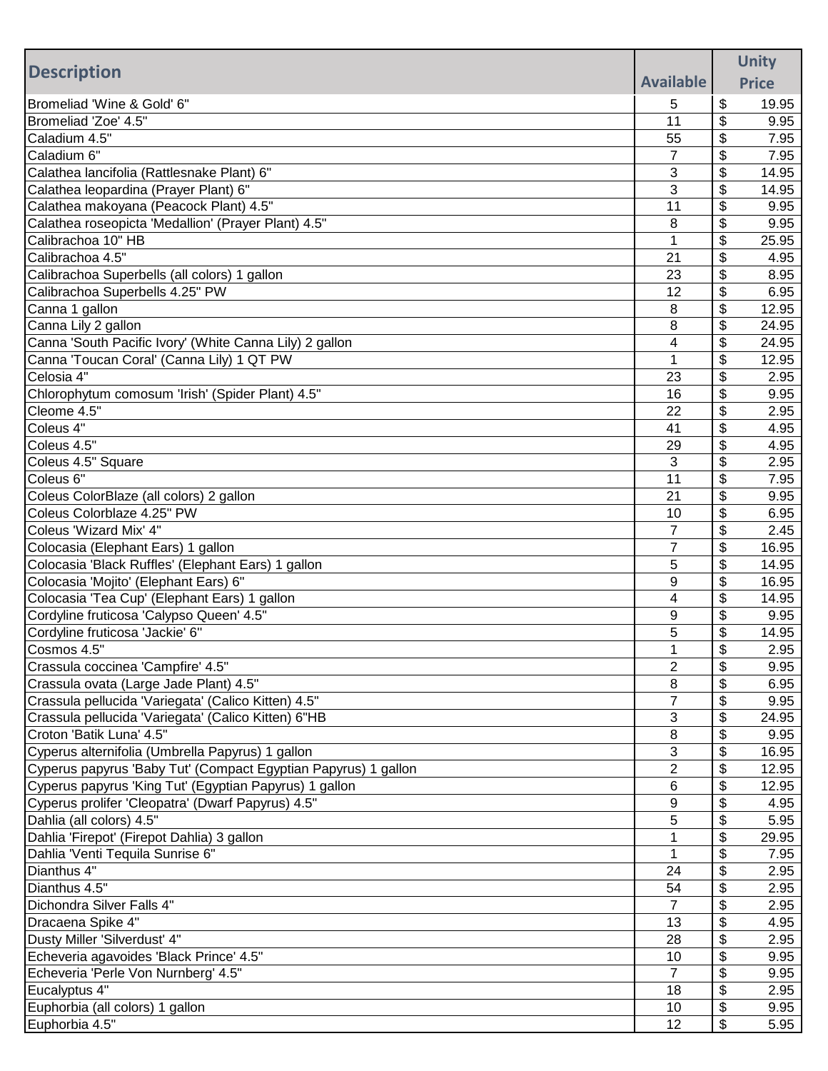| Description | Available | Unity Price |
|---|---|---|
| Bromeliad 'Wine & Gold' 6" | 5 | $ 19.95 |
| Bromeliad 'Zoe' 4.5" | 11 | $ 9.95 |
| Caladium 4.5" | 55 | $ 7.95 |
| Caladium 6" | 7 | $ 7.95 |
| Calathea lancifolia (Rattlesnake Plant) 6" | 3 | $ 14.95 |
| Calathea leopardina (Prayer Plant) 6" | 3 | $ 14.95 |
| Calathea makoyana (Peacock Plant) 4.5" | 11 | $ 9.95 |
| Calathea roseopicta 'Medallion' (Prayer Plant) 4.5" | 8 | $ 9.95 |
| Calibrachoa 10" HB | 1 | $ 25.95 |
| Calibrachoa 4.5" | 21 | $ 4.95 |
| Calibrachoa Superbells (all colors) 1 gallon | 23 | $ 8.95 |
| Calibrachoa Superbells 4.25" PW | 12 | $ 6.95 |
| Canna 1 gallon | 8 | $ 12.95 |
| Canna Lily 2 gallon | 8 | $ 24.95 |
| Canna 'South Pacific Ivory' (White Canna Lily) 2 gallon | 4 | $ 24.95 |
| Canna 'Toucan Coral' (Canna Lily) 1 QT PW | 1 | $ 12.95 |
| Celosia 4" | 23 | $ 2.95 |
| Chlorophytum comosum 'Irish' (Spider Plant) 4.5" | 16 | $ 9.95 |
| Cleome 4.5" | 22 | $ 2.95 |
| Coleus 4" | 41 | $ 4.95 |
| Coleus 4.5" | 29 | $ 4.95 |
| Coleus 4.5" Square | 3 | $ 2.95 |
| Coleus 6" | 11 | $ 7.95 |
| Coleus ColorBlaze (all colors) 2 gallon | 21 | $ 9.95 |
| Coleus Colorblaze 4.25" PW | 10 | $ 6.95 |
| Coleus 'Wizard Mix' 4" | 7 | $ 2.45 |
| Colocasia (Elephant Ears) 1 gallon | 7 | $ 16.95 |
| Colocasia 'Black Ruffles' (Elephant Ears) 1 gallon | 5 | $ 14.95 |
| Colocasia 'Mojito' (Elephant Ears) 6" | 9 | $ 16.95 |
| Colocasia 'Tea Cup' (Elephant Ears) 1 gallon | 4 | $ 14.95 |
| Cordyline fruticosa 'Calypso Queen' 4.5" | 9 | $ 9.95 |
| Cordyline fruticosa 'Jackie' 6" | 5 | $ 14.95 |
| Cosmos 4.5" | 1 | $ 2.95 |
| Crassula coccinea 'Campfire' 4.5" | 2 | $ 9.95 |
| Crassula ovata (Large Jade Plant) 4.5" | 8 | $ 6.95 |
| Crassula pellucida 'Variegata' (Calico Kitten) 4.5" | 7 | $ 9.95 |
| Crassula pellucida 'Variegata' (Calico Kitten) 6"HB | 3 | $ 24.95 |
| Croton 'Batik Luna' 4.5" | 8 | $ 9.95 |
| Cyperus alternifolia (Umbrella Papyrus) 1 gallon | 3 | $ 16.95 |
| Cyperus papyrus 'Baby Tut' (Compact Egyptian Papyrus) 1 gallon | 2 | $ 12.95 |
| Cyperus papyrus 'King Tut' (Egyptian Papyrus) 1 gallon | 6 | $ 12.95 |
| Cyperus prolifer 'Cleopatra' (Dwarf Papyrus) 4.5" | 9 | $ 4.95 |
| Dahlia (all colors) 4.5" | 5 | $ 5.95 |
| Dahlia 'Firepot' (Firepot Dahlia) 3 gallon | 1 | $ 29.95 |
| Dahlia 'Venti Tequila Sunrise 6" | 1 | $ 7.95 |
| Dianthus 4" | 24 | $ 2.95 |
| Dianthus 4.5" | 54 | $ 2.95 |
| Dichondra Silver Falls 4" | 7 | $ 2.95 |
| Dracaena Spike 4" | 13 | $ 4.95 |
| Dusty Miller 'Silverdust' 4" | 28 | $ 2.95 |
| Echeveria agavoides 'Black Prince' 4.5" | 10 | $ 9.95 |
| Echeveria 'Perle Von Nurnberg' 4.5" | 7 | $ 9.95 |
| Eucalyptus 4" | 18 | $ 2.95 |
| Euphorbia (all colors) 1 gallon | 10 | $ 9.95 |
| Euphorbia 4.5" | 12 | $ 5.95 |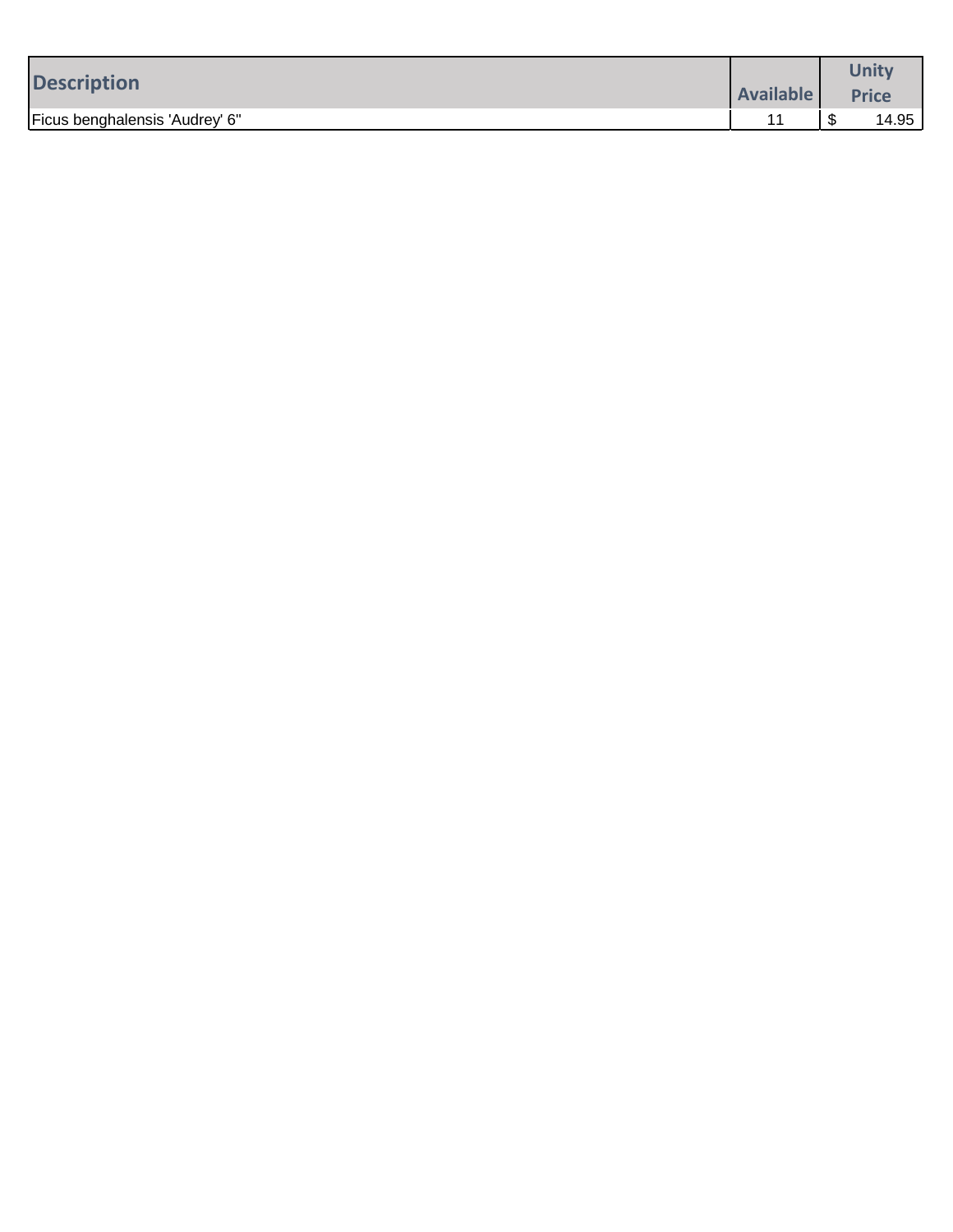| Description | Available | Unity Price |
|---|---|---|
| Ficus benghalensis 'Audrey' 6" | 11 | $ 14.95 |